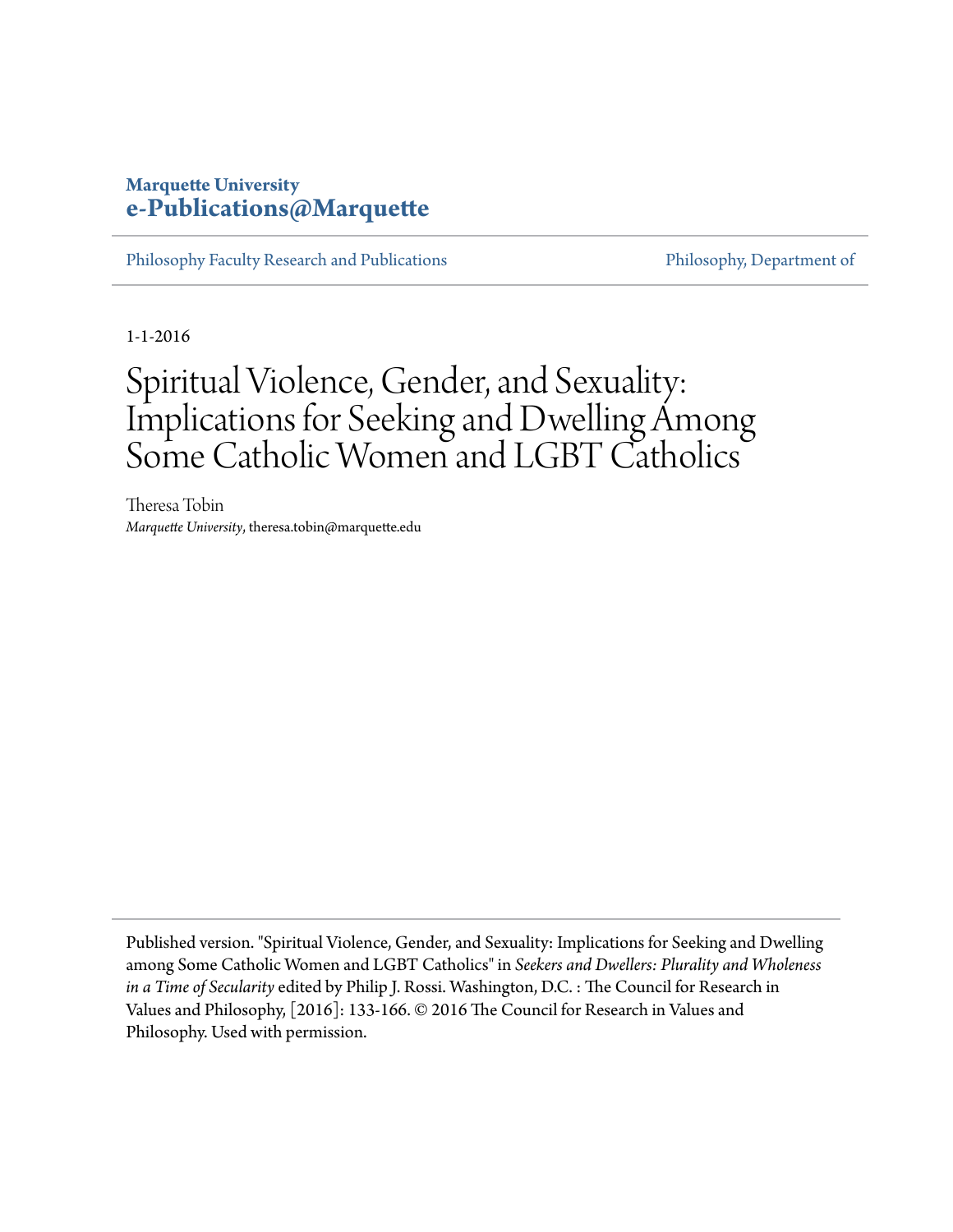**Marquette University**
**e-Publications@Marquette**

Philosophy Faculty Research and Publications | Philosophy, Department of

1-1-2016

# Spiritual Violence, Gender, and Sexuality: Implications for Seeking and Dwelling Among Some Catholic Women and LGBT Catholics

Theresa Tobin
*Marquette University*, theresa.tobin@marquette.edu

---

Published version. "Spiritual Violence, Gender, and Sexuality: Implications for Seeking and Dwelling among Some Catholic Women and LGBT Catholics" in *Seekers and Dwellers: Plurality and Wholeness in a Time of Secularity* edited by Philip J. Rossi. Washington, D.C. : The Council for Research in Values and Philosophy, [2016]: 133-166. © 2016 The Council for Research in Values and Philosophy. Used with permission.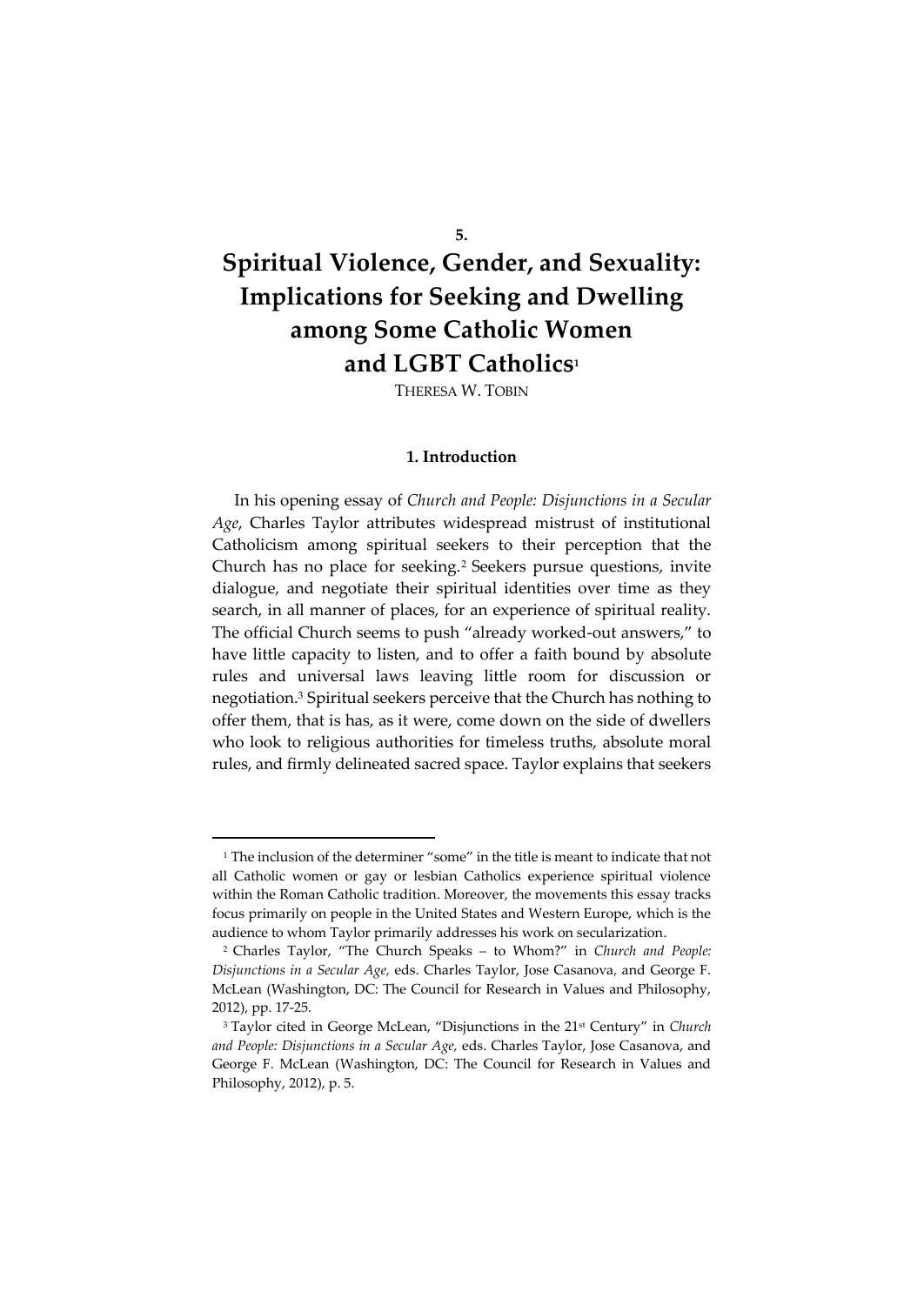5.

# Spiritual Violence, Gender, and Sexuality: Implications for Seeking and Dwelling among Some Catholic Women and LGBT Catholics[1]

THERESA W. TOBIN

## 1. Introduction

In his opening essay of *Church and People: Disjunctions in a Secular Age*, Charles Taylor attributes widespread mistrust of institutional Catholicism among spiritual seekers to their perception that the Church has no place for seeking.[2] Seekers pursue questions, invite dialogue, and negotiate their spiritual identities over time as they search, in all manner of places, for an experience of spiritual reality. The official Church seems to push "already worked-out answers," to have little capacity to listen, and to offer a faith bound by absolute rules and universal laws leaving little room for discussion or negotiation.[3] Spiritual seekers perceive that the Church has nothing to offer them, that is has, as it were, come down on the side of dwellers who look to religious authorities for timeless truths, absolute moral rules, and firmly delineated sacred space. Taylor explains that seekers

---

[1] The inclusion of the determiner "some" in the title is meant to indicate that not all Catholic women or gay or lesbian Catholics experience spiritual violence within the Roman Catholic tradition. Moreover, the movements this essay tracks focus primarily on people in the United States and Western Europe, which is the audience to whom Taylor primarily addresses his work on secularization.

[2] Charles Taylor, "The Church Speaks – to Whom?" in *Church and People: Disjunctions in a Secular Age,* eds. Charles Taylor, Jose Casanova, and George F. McLean (Washington, DC: The Council for Research in Values and Philosophy, 2012), pp. 17-25.

[3] Taylor cited in George McLean, "Disjunctions in the 21st Century" in *Church and People: Disjunctions in a Secular Age,* eds. Charles Taylor, Jose Casanova, and George F. McLean (Washington, DC: The Council for Research in Values and Philosophy, 2012), p. 5.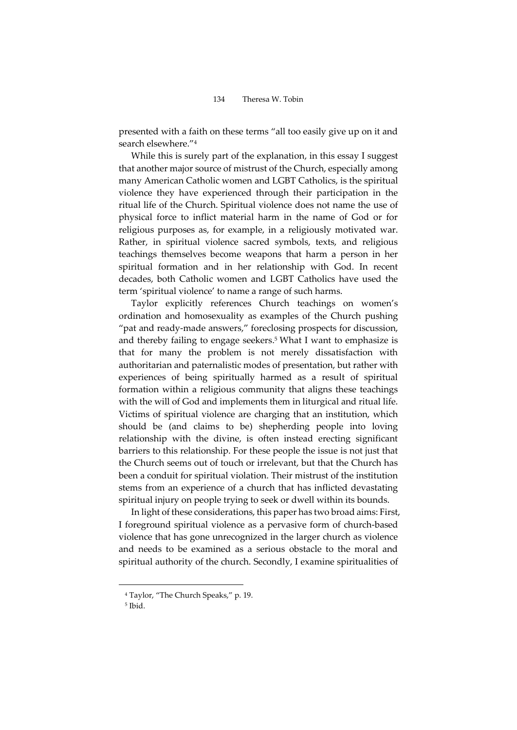presented with a faith on these terms "all too easily give up on it and search elsewhere."[4]

While this is surely part of the explanation, in this essay I suggest that another major source of mistrust of the Church, especially among many American Catholic women and LGBT Catholics, is the spiritual violence they have experienced through their participation in the ritual life of the Church. Spiritual violence does not name the use of physical force to inflict material harm in the name of God or for religious purposes as, for example, in a religiously motivated war. Rather, in spiritual violence sacred symbols, texts, and religious teachings themselves become weapons that harm a person in her spiritual formation and in her relationship with God. In recent decades, both Catholic women and LGBT Catholics have used the term 'spiritual violence' to name a range of such harms.

Taylor explicitly references Church teachings on women's ordination and homosexuality as examples of the Church pushing "pat and ready-made answers," foreclosing prospects for discussion, and thereby failing to engage seekers.[5] What I want to emphasize is that for many the problem is not merely dissatisfaction with authoritarian and paternalistic modes of presentation, but rather with experiences of being spiritually harmed as a result of spiritual formation within a religious community that aligns these teachings with the will of God and implements them in liturgical and ritual life. Victims of spiritual violence are charging that an institution, which should be (and claims to be) shepherding people into loving relationship with the divine, is often instead erecting significant barriers to this relationship. For these people the issue is not just that the Church seems out of touch or irrelevant, but that the Church has been a conduit for spiritual violation. Their mistrust of the institution stems from an experience of a church that has inflicted devastating spiritual injury on people trying to seek or dwell within its bounds.

In light of these considerations, this paper has two broad aims: First, I foreground spiritual violence as a pervasive form of church-based violence that has gone unrecognized in the larger church as violence and needs to be examined as a serious obstacle to the moral and spiritual authority of the church. Secondly, I examine spiritualities of

[4] Taylor, "The Church Speaks," p. 19.

[5] Ibid.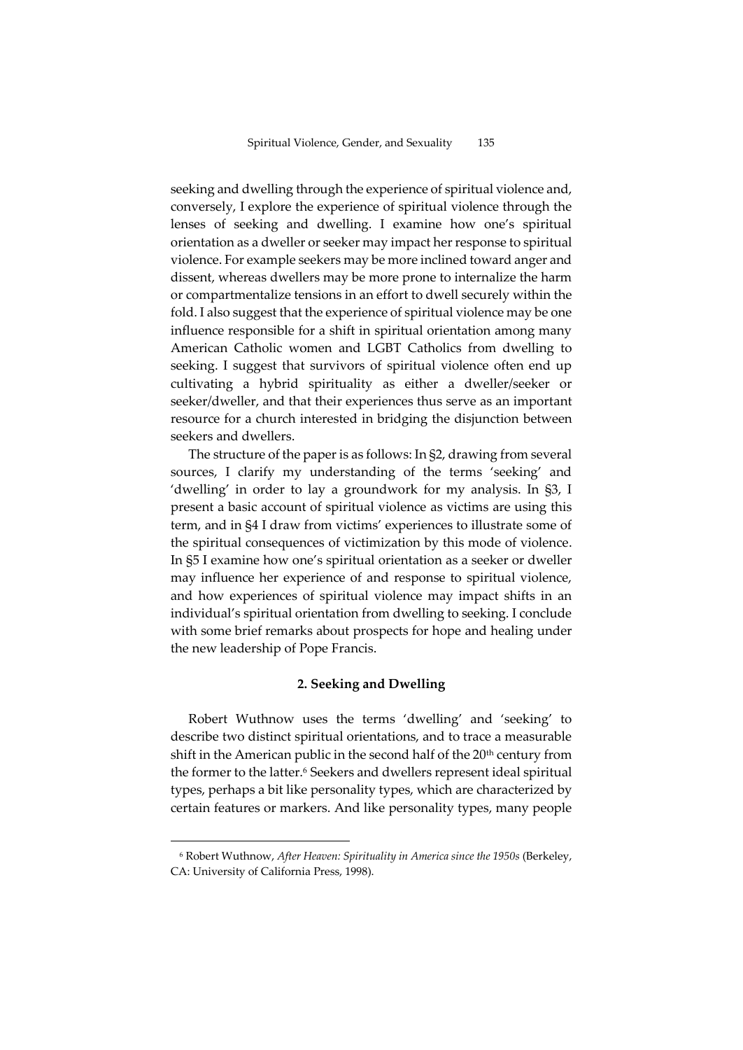seeking and dwelling through the experience of spiritual violence and, conversely, I explore the experience of spiritual violence through the lenses of seeking and dwelling. I examine how one's spiritual orientation as a dweller or seeker may impact her response to spiritual violence. For example seekers may be more inclined toward anger and dissent, whereas dwellers may be more prone to internalize the harm or compartmentalize tensions in an effort to dwell securely within the fold. I also suggest that the experience of spiritual violence may be one influence responsible for a shift in spiritual orientation among many American Catholic women and LGBT Catholics from dwelling to seeking. I suggest that survivors of spiritual violence often end up cultivating a hybrid spirituality as either a dweller/seeker or seeker/dweller, and that their experiences thus serve as an important resource for a church interested in bridging the disjunction between seekers and dwellers.

The structure of the paper is as follows: In §2, drawing from several sources, I clarify my understanding of the terms 'seeking' and 'dwelling' in order to lay a groundwork for my analysis. In §3, I present a basic account of spiritual violence as victims are using this term, and in §4 I draw from victims' experiences to illustrate some of the spiritual consequences of victimization by this mode of violence. In §5 I examine how one's spiritual orientation as a seeker or dweller may influence her experience of and response to spiritual violence, and how experiences of spiritual violence may impact shifts in an individual's spiritual orientation from dwelling to seeking. I conclude with some brief remarks about prospects for hope and healing under the new leadership of Pope Francis.

## 2. Seeking and Dwelling

Robert Wuthnow uses the terms 'dwelling' and 'seeking' to describe two distinct spiritual orientations, and to trace a measurable shift in the American public in the second half of the 20th century from the former to the latter.[6] Seekers and dwellers represent ideal spiritual types, perhaps a bit like personality types, which are characterized by certain features or markers. And like personality types, many people

[6] Robert Wuthnow, *After Heaven: Spirituality in America since the 1950s* (Berkeley, CA: University of California Press, 1998).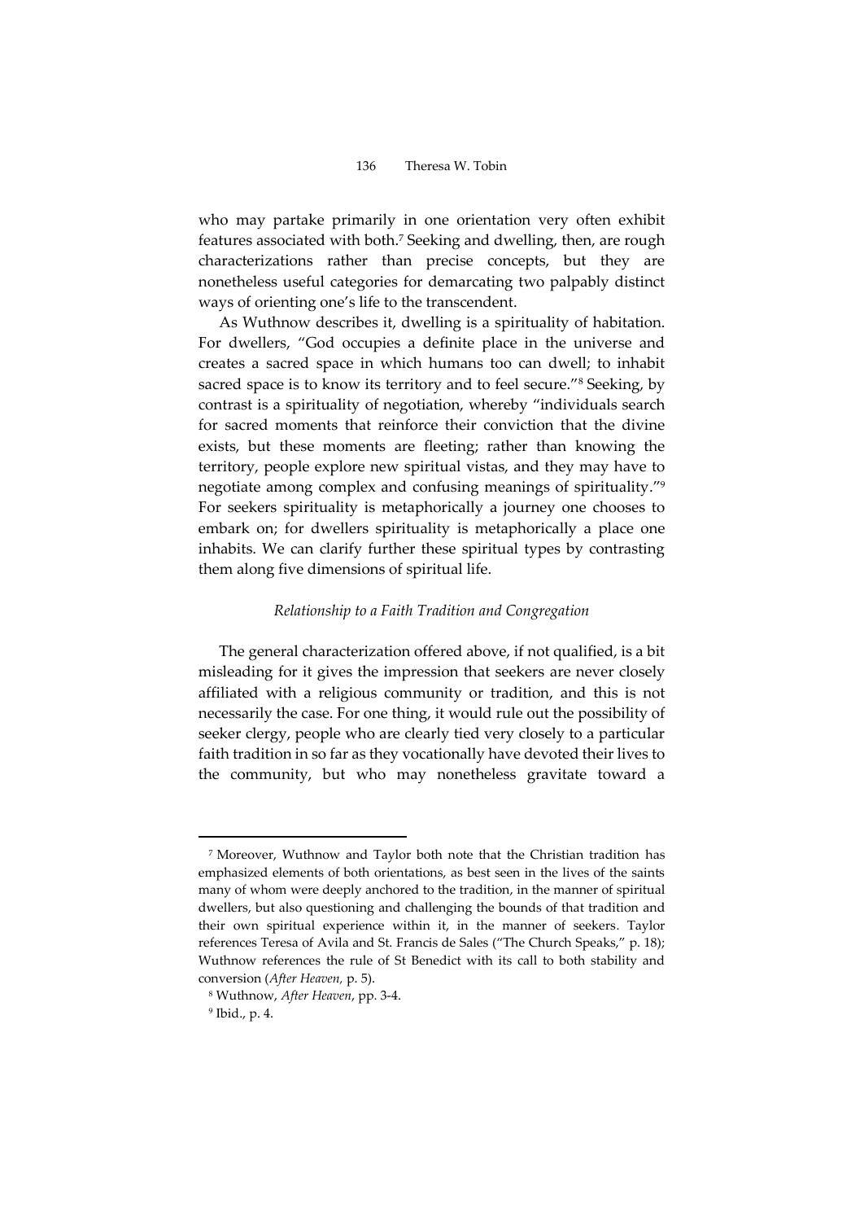who may partake primarily in one orientation very often exhibit features associated with both.[7] Seeking and dwelling, then, are rough characterizations rather than precise concepts, but they are nonetheless useful categories for demarcating two palpably distinct ways of orienting one's life to the transcendent.

As Wuthnow describes it, dwelling is a spirituality of habitation. For dwellers, "God occupies a definite place in the universe and creates a sacred space in which humans too can dwell; to inhabit sacred space is to know its territory and to feel secure."[8] Seeking, by contrast is a spirituality of negotiation, whereby "individuals search for sacred moments that reinforce their conviction that the divine exists, but these moments are fleeting; rather than knowing the territory, people explore new spiritual vistas, and they may have to negotiate among complex and confusing meanings of spirituality."[9] For seekers spirituality is metaphorically a journey one chooses to embark on; for dwellers spirituality is metaphorically a place one inhabits. We can clarify further these spiritual types by contrasting them along five dimensions of spiritual life.

### *Relationship to a Faith Tradition and Congregation*

The general characterization offered above, if not qualified, is a bit misleading for it gives the impression that seekers are never closely affiliated with a religious community or tradition, and this is not necessarily the case. For one thing, it would rule out the possibility of seeker clergy, people who are clearly tied very closely to a particular faith tradition in so far as they vocationally have devoted their lives to the community, but who may nonetheless gravitate toward a

---

[7] Moreover, Wuthnow and Taylor both note that the Christian tradition has emphasized elements of both orientations, as best seen in the lives of the saints many of whom were deeply anchored to the tradition, in the manner of spiritual dwellers, but also questioning and challenging the bounds of that tradition and their own spiritual experience within it, in the manner of seekers. Taylor references Teresa of Avila and St. Francis de Sales ("The Church Speaks," p. 18); Wuthnow references the rule of St Benedict with its call to both stability and conversion (*After Heaven,* p. 5).

[8] Wuthnow, *After Heaven*, pp. 3-4.

[9] Ibid., p. 4.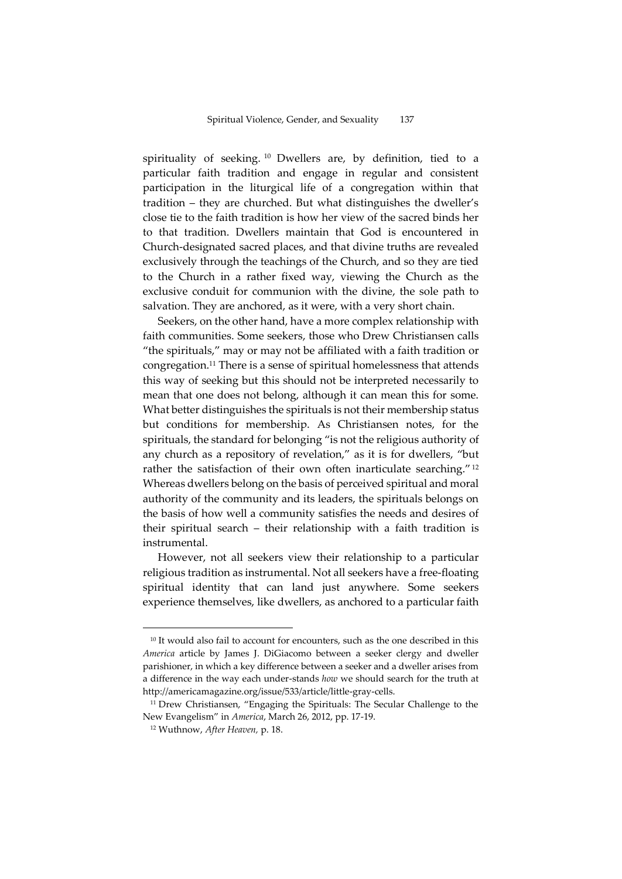spirituality of seeking.[10] Dwellers are, by definition, tied to a particular faith tradition and engage in regular and consistent participation in the liturgical life of a congregation within that tradition – they are churched. But what distinguishes the dweller's close tie to the faith tradition is how her view of the sacred binds her to that tradition. Dwellers maintain that God is encountered in Church-designated sacred places, and that divine truths are revealed exclusively through the teachings of the Church, and so they are tied to the Church in a rather fixed way, viewing the Church as the exclusive conduit for communion with the divine, the sole path to salvation. They are anchored, as it were, with a very short chain.

Seekers, on the other hand, have a more complex relationship with faith communities. Some seekers, those who Drew Christiansen calls "the spirituals," may or may not be affiliated with a faith tradition or congregation.[11] There is a sense of spiritual homelessness that attends this way of seeking but this should not be interpreted necessarily to mean that one does not belong, although it can mean this for some. What better distinguishes the spirituals is not their membership status but conditions for membership. As Christiansen notes, for the spirituals, the standard for belonging "is not the religious authority of any church as a repository of revelation," as it is for dwellers, "but rather the satisfaction of their own often inarticulate searching."[12] Whereas dwellers belong on the basis of perceived spiritual and moral authority of the community and its leaders, the spirituals belongs on the basis of how well a community satisfies the needs and desires of their spiritual search – their relationship with a faith tradition is instrumental.

However, not all seekers view their relationship to a particular religious tradition as instrumental. Not all seekers have a free-floating spiritual identity that can land just anywhere. Some seekers experience themselves, like dwellers, as anchored to a particular faith

---

[10] It would also fail to account for encounters, such as the one described in this *America* article by James J. DiGiacomo between a seeker clergy and dweller parishioner, in which a key difference between a seeker and a dweller arises from a difference in the way each under-stands *how* we should search for the truth at http://americamagazine.org/issue/533/article/little-gray-cells.

[11] Drew Christiansen, "Engaging the Spirituals: The Secular Challenge to the New Evangelism" in *America*, March 26, 2012, pp. 17-19.

[12] Wuthnow, *After Heaven,* p. 18.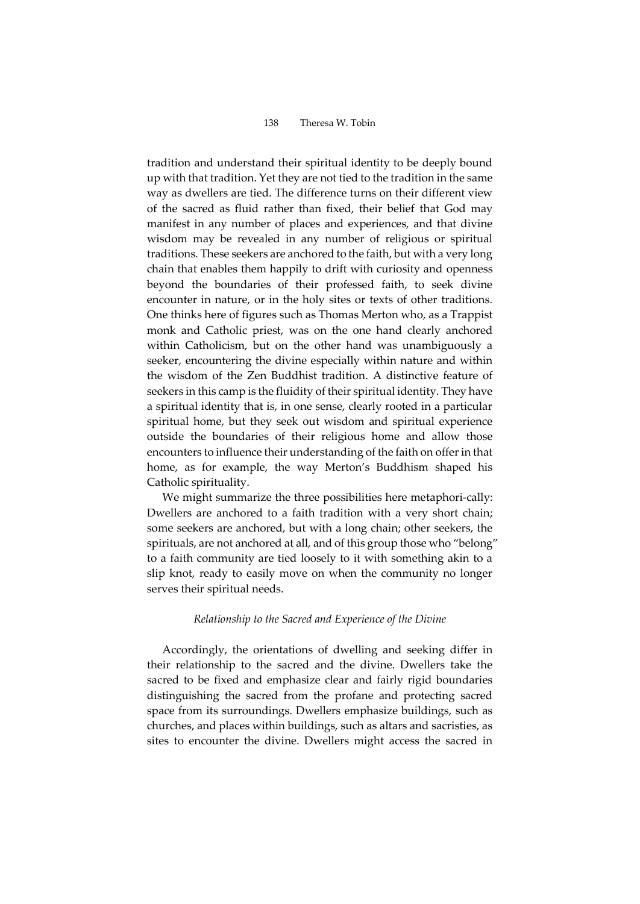tradition and understand their spiritual identity to be deeply bound up with that tradition. Yet they are not tied to the tradition in the same way as dwellers are tied. The difference turns on their different view of the sacred as fluid rather than fixed, their belief that God may manifest in any number of places and experiences, and that divine wisdom may be revealed in any number of religious or spiritual traditions. These seekers are anchored to the faith, but with a very long chain that enables them happily to drift with curiosity and openness beyond the boundaries of their professed faith, to seek divine encounter in nature, or in the holy sites or texts of other traditions. One thinks here of figures such as Thomas Merton who, as a Trappist monk and Catholic priest, was on the one hand clearly anchored within Catholicism, but on the other hand was unambiguously a seeker, encountering the divine especially within nature and within the wisdom of the Zen Buddhist tradition. A distinctive feature of seekers in this camp is the fluidity of their spiritual identity. They have a spiritual identity that is, in one sense, clearly rooted in a particular spiritual home, but they seek out wisdom and spiritual experience outside the boundaries of their religious home and allow those encounters to influence their understanding of the faith on offer in that home, as for example, the way Merton's Buddhism shaped his Catholic spirituality.

We might summarize the three possibilities here metaphori-cally: Dwellers are anchored to a faith tradition with a very short chain; some seekers are anchored, but with a long chain; other seekers, the spirituals, are not anchored at all, and of this group those who "belong" to a faith community are tied loosely to it with something akin to a slip knot, ready to easily move on when the community no longer serves their spiritual needs.

### *Relationship to the Sacred and Experience of the Divine*

Accordingly, the orientations of dwelling and seeking differ in their relationship to the sacred and the divine. Dwellers take the sacred to be fixed and emphasize clear and fairly rigid boundaries distinguishing the sacred from the profane and protecting sacred space from its surroundings. Dwellers emphasize buildings, such as churches, and places within buildings, such as altars and sacristies, as sites to encounter the divine. Dwellers might access the sacred in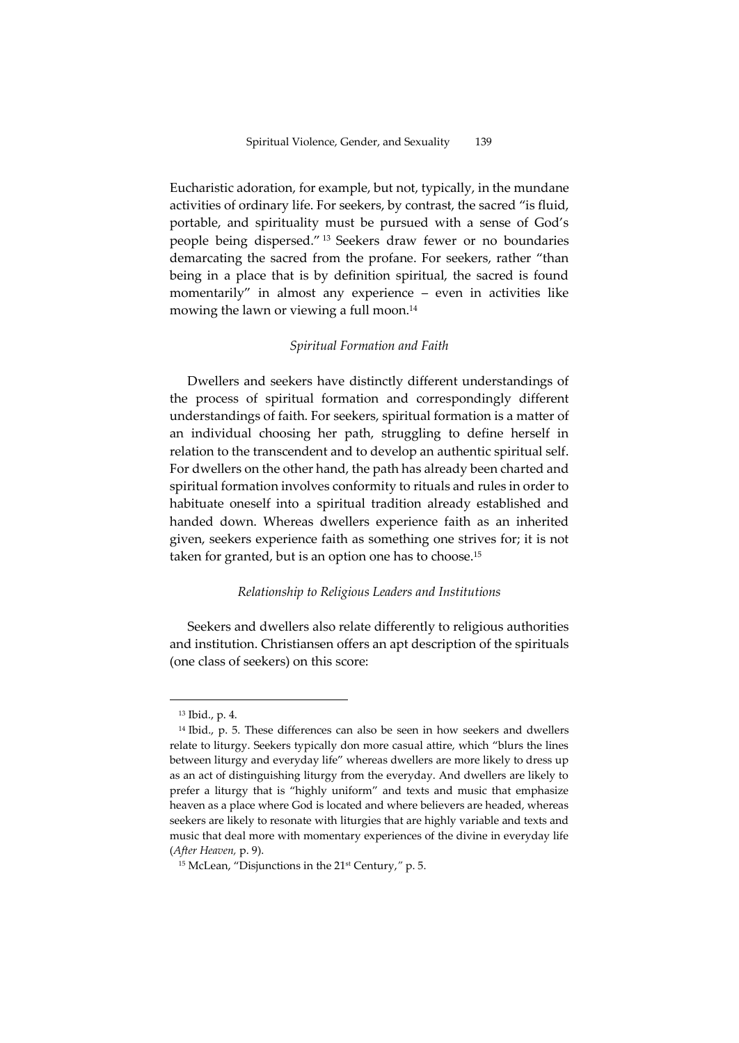Eucharistic adoration, for example, but not, typically, in the mundane activities of ordinary life. For seekers, by contrast, the sacred "is fluid, portable, and spirituality must be pursued with a sense of God's people being dispersed."[13] Seekers draw fewer or no boundaries demarcating the sacred from the profane. For seekers, rather "than being in a place that is by definition spiritual, the sacred is found momentarily" in almost any experience – even in activities like mowing the lawn or viewing a full moon.[14]

### *Spiritual Formation and Faith*

Dwellers and seekers have distinctly different understandings of the process of spiritual formation and correspondingly different understandings of faith. For seekers, spiritual formation is a matter of an individual choosing her path, struggling to define herself in relation to the transcendent and to develop an authentic spiritual self. For dwellers on the other hand, the path has already been charted and spiritual formation involves conformity to rituals and rules in order to habituate oneself into a spiritual tradition already established and handed down. Whereas dwellers experience faith as an inherited given, seekers experience faith as something one strives for; it is not taken for granted, but is an option one has to choose.[15]

### *Relationship to Religious Leaders and Institutions*

Seekers and dwellers also relate differently to religious authorities and institution. Christiansen offers an apt description of the spirituals (one class of seekers) on this score:

---

[13] Ibid., p. 4.

[14] Ibid., p. 5. These differences can also be seen in how seekers and dwellers relate to liturgy. Seekers typically don more casual attire, which "blurs the lines between liturgy and everyday life" whereas dwellers are more likely to dress up as an act of distinguishing liturgy from the everyday. And dwellers are likely to prefer a liturgy that is "highly uniform" and texts and music that emphasize heaven as a place where God is located and where believers are headed, whereas seekers are likely to resonate with liturgies that are highly variable and texts and music that deal more with momentary experiences of the divine in everyday life (*After Heaven,* p. 9).

[15] McLean, "Disjunctions in the 21st Century," p. 5.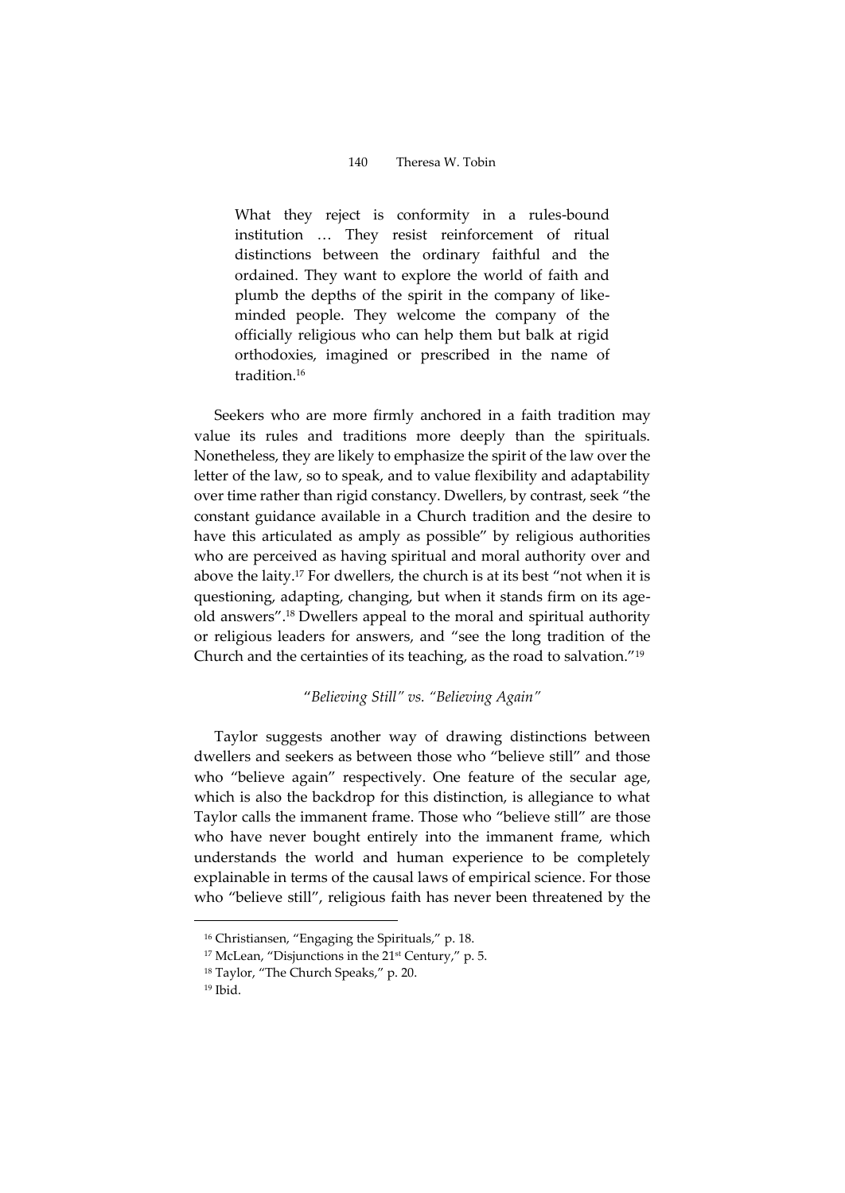> What they reject is conformity in a rules-bound institution … They resist reinforcement of ritual distinctions between the ordinary faithful and the ordained. They want to explore the world of faith and plumb the depths of the spirit in the company of like-minded people. They welcome the company of the officially religious who can help them but balk at rigid orthodoxies, imagined or prescribed in the name of tradition.[16]

Seekers who are more firmly anchored in a faith tradition may value its rules and traditions more deeply than the spirituals. Nonetheless, they are likely to emphasize the spirit of the law over the letter of the law, so to speak, and to value flexibility and adaptability over time rather than rigid constancy. Dwellers, by contrast, seek "the constant guidance available in a Church tradition and the desire to have this articulated as amply as possible" by religious authorities who are perceived as having spiritual and moral authority over and above the laity.[17] For dwellers, the church is at its best "not when it is questioning, adapting, changing, but when it stands firm on its age-old answers".[18] Dwellers appeal to the moral and spiritual authority or religious leaders for answers, and "see the long tradition of the Church and the certainties of its teaching, as the road to salvation."[19]

### *"Believing Still" vs. "Believing Again"*

Taylor suggests another way of drawing distinctions between dwellers and seekers as between those who "believe still" and those who "believe again" respectively. One feature of the secular age, which is also the backdrop for this distinction, is allegiance to what Taylor calls the immanent frame. Those who "believe still" are those who have never bought entirely into the immanent frame, which understands the world and human experience to be completely explainable in terms of the causal laws of empirical science. For those who "believe still", religious faith has never been threatened by the

---

[16] Christiansen, "Engaging the Spirituals," p. 18.

[17] McLean, "Disjunctions in the 21st Century," p. 5.

[18] Taylor, "The Church Speaks," p. 20.

[19] Ibid.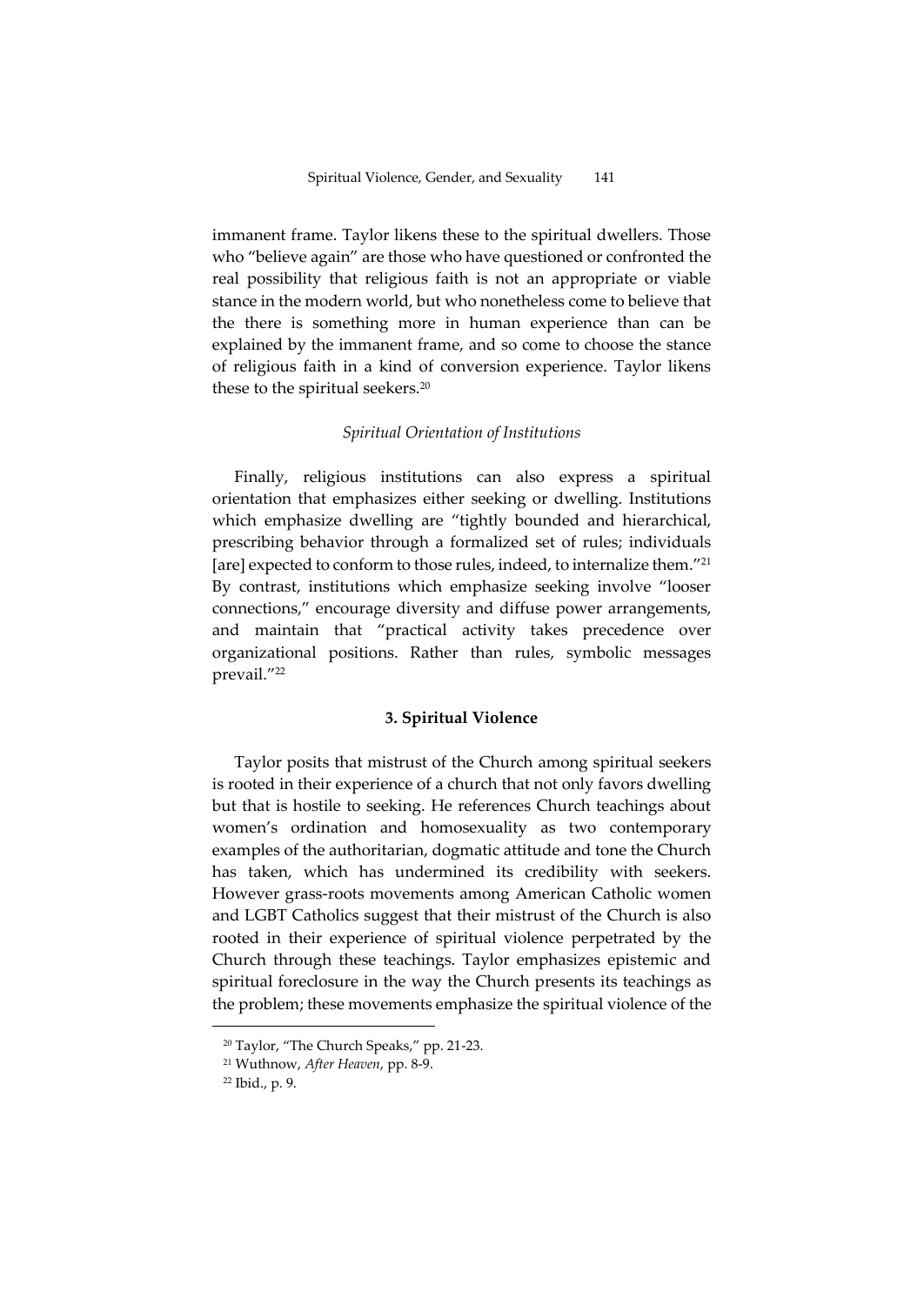immanent frame. Taylor likens these to the spiritual dwellers. Those who "believe again" are those who have questioned or confronted the real possibility that religious faith is not an appropriate or viable stance in the modern world, but who nonetheless come to believe that the there is something more in human experience than can be explained by the immanent frame, and so come to choose the stance of religious faith in a kind of conversion experience. Taylor likens these to the spiritual seekers.[20]

*Spiritual Orientation of Institutions*

Finally, religious institutions can also express a spiritual orientation that emphasizes either seeking or dwelling. Institutions which emphasize dwelling are "tightly bounded and hierarchical, prescribing behavior through a formalized set of rules; individuals [are] expected to conform to those rules, indeed, to internalize them."[21] By contrast, institutions which emphasize seeking involve "looser connections," encourage diversity and diffuse power arrangements, and maintain that "practical activity takes precedence over organizational positions. Rather than rules, symbolic messages prevail."[22]

## 3. Spiritual Violence

Taylor posits that mistrust of the Church among spiritual seekers is rooted in their experience of a church that not only favors dwelling but that is hostile to seeking. He references Church teachings about women's ordination and homosexuality as two contemporary examples of the authoritarian, dogmatic attitude and tone the Church has taken, which has undermined its credibility with seekers. However grass-roots movements among American Catholic women and LGBT Catholics suggest that their mistrust of the Church is also rooted in their experience of spiritual violence perpetrated by the Church through these teachings. Taylor emphasizes epistemic and spiritual foreclosure in the way the Church presents its teachings as the problem; these movements emphasize the spiritual violence of the

[20] Taylor, "The Church Speaks," pp. 21-23.

[21] Wuthnow, *After Heaven*, pp. 8-9.

[22] Ibid., p. 9.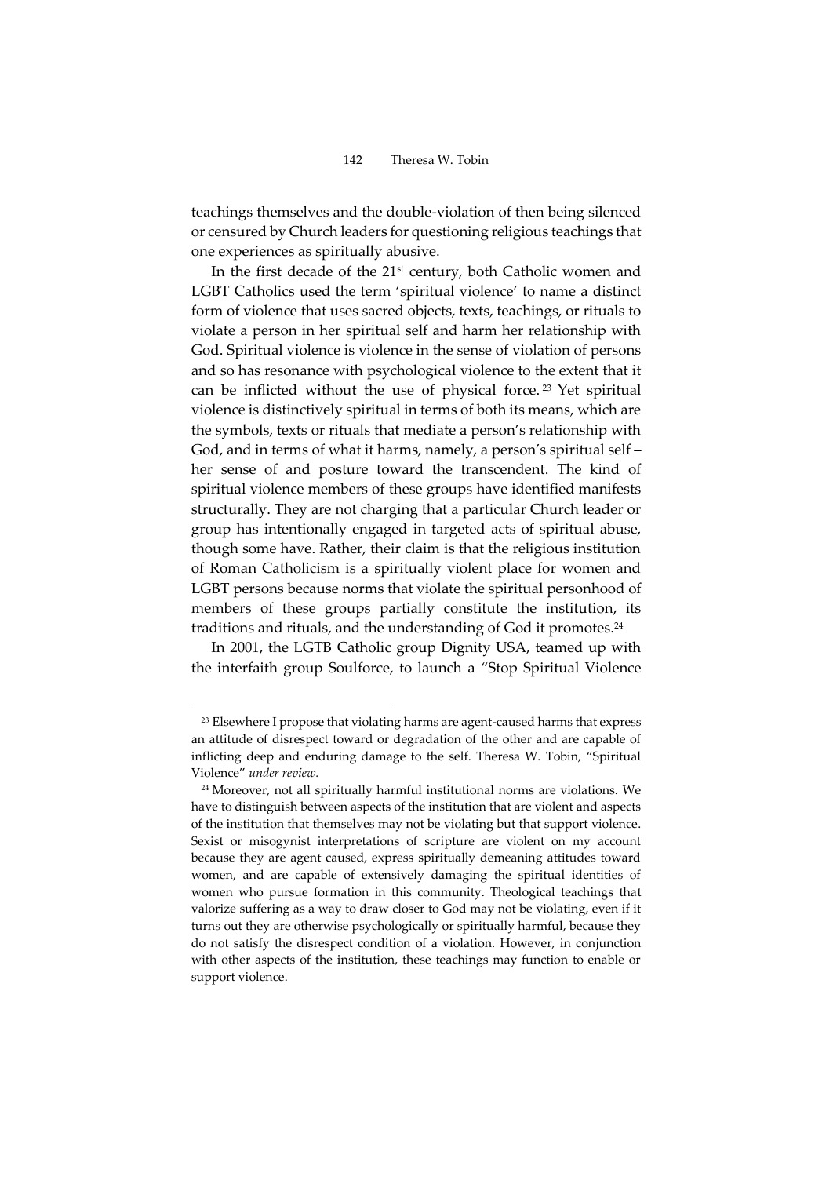teachings themselves and the double-violation of then being silenced or censured by Church leaders for questioning religious teachings that one experiences as spiritually abusive.

In the first decade of the 21st century, both Catholic women and LGBT Catholics used the term 'spiritual violence' to name a distinct form of violence that uses sacred objects, texts, teachings, or rituals to violate a person in her spiritual self and harm her relationship with God. Spiritual violence is violence in the sense of violation of persons and so has resonance with psychological violence to the extent that it can be inflicted without the use of physical force.[23] Yet spiritual violence is distinctively spiritual in terms of both its means, which are the symbols, texts or rituals that mediate a person's relationship with God, and in terms of what it harms, namely, a person's spiritual self – her sense of and posture toward the transcendent. The kind of spiritual violence members of these groups have identified manifests structurally. They are not charging that a particular Church leader or group has intentionally engaged in targeted acts of spiritual abuse, though some have. Rather, their claim is that the religious institution of Roman Catholicism is a spiritually violent place for women and LGBT persons because norms that violate the spiritual personhood of members of these groups partially constitute the institution, its traditions and rituals, and the understanding of God it promotes.[24]

In 2001, the LGTB Catholic group Dignity USA, teamed up with the interfaith group Soulforce, to launch a "Stop Spiritual Violence

---

[23] Elsewhere I propose that violating harms are agent-caused harms that express an attitude of disrespect toward or degradation of the other and are capable of inflicting deep and enduring damage to the self. Theresa W. Tobin, "Spiritual Violence" *under review.*

[24] Moreover, not all spiritually harmful institutional norms are violations. We have to distinguish between aspects of the institution that are violent and aspects of the institution that themselves may not be violating but that support violence. Sexist or misogynist interpretations of scripture are violent on my account because they are agent caused, express spiritually demeaning attitudes toward women, and are capable of extensively damaging the spiritual identities of women who pursue formation in this community. Theological teachings that valorize suffering as a way to draw closer to God may not be violating, even if it turns out they are otherwise psychologically or spiritually harmful, because they do not satisfy the disrespect condition of a violation. However, in conjunction with other aspects of the institution, these teachings may function to enable or support violence.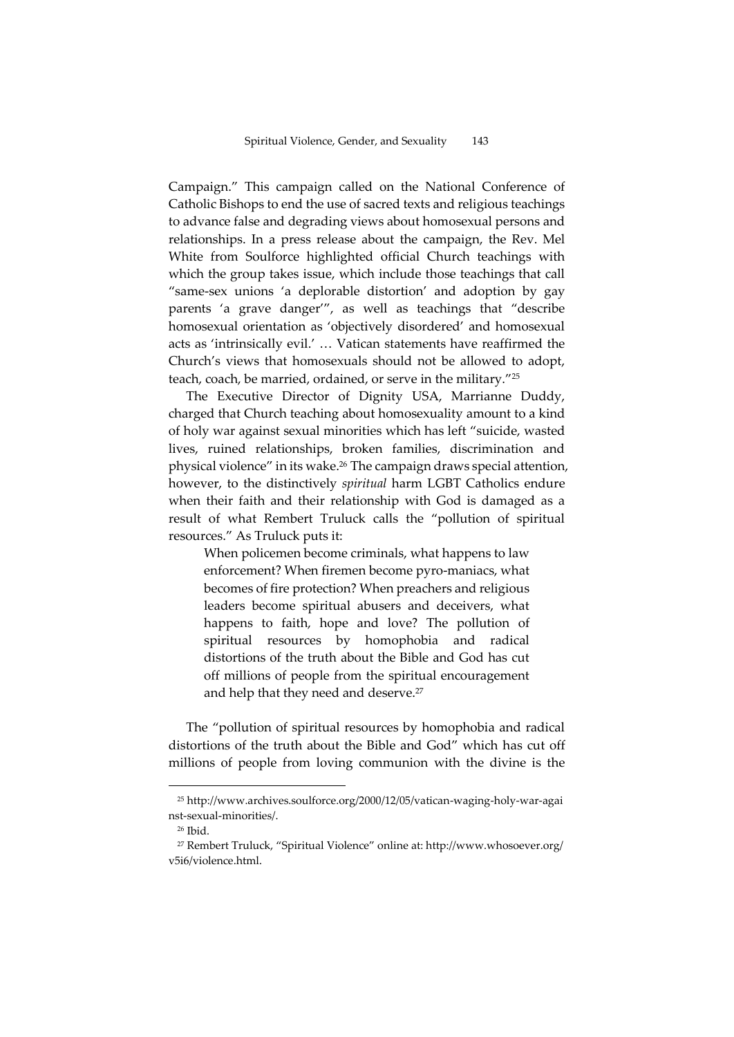Campaign." This campaign called on the National Conference of Catholic Bishops to end the use of sacred texts and religious teachings to advance false and degrading views about homosexual persons and relationships. In a press release about the campaign, the Rev. Mel White from Soulforce highlighted official Church teachings with which the group takes issue, which include those teachings that call "same-sex unions 'a deplorable distortion' and adoption by gay parents 'a grave danger'", as well as teachings that "describe homosexual orientation as 'objectively disordered' and homosexual acts as 'intrinsically evil.' … Vatican statements have reaffirmed the Church's views that homosexuals should not be allowed to adopt, teach, coach, be married, ordained, or serve in the military."[25]

The Executive Director of Dignity USA, Marrianne Duddy, charged that Church teaching about homosexuality amount to a kind of holy war against sexual minorities which has left "suicide, wasted lives, ruined relationships, broken families, discrimination and physical violence" in its wake.[26] The campaign draws special attention, however, to the distinctively *spiritual* harm LGBT Catholics endure when their faith and their relationship with God is damaged as a result of what Rembert Truluck calls the "pollution of spiritual resources." As Truluck puts it:

> When policemen become criminals, what happens to law enforcement? When firemen become pyro-maniacs, what becomes of fire protection? When preachers and religious leaders become spiritual abusers and deceivers, what happens to faith, hope and love? The pollution of spiritual resources by homophobia and radical distortions of the truth about the Bible and God has cut off millions of people from the spiritual encouragement and help that they need and deserve.[27]

The "pollution of spiritual resources by homophobia and radical distortions of the truth about the Bible and God" which has cut off millions of people from loving communion with the divine is the

---

[25] http://www.archives.soulforce.org/2000/12/05/vatican-waging-holy-war-against-sexual-minorities/.

[26] Ibid.

[27] Rembert Truluck, "Spiritual Violence" online at: http://www.whosoever.org/v5i6/violence.html.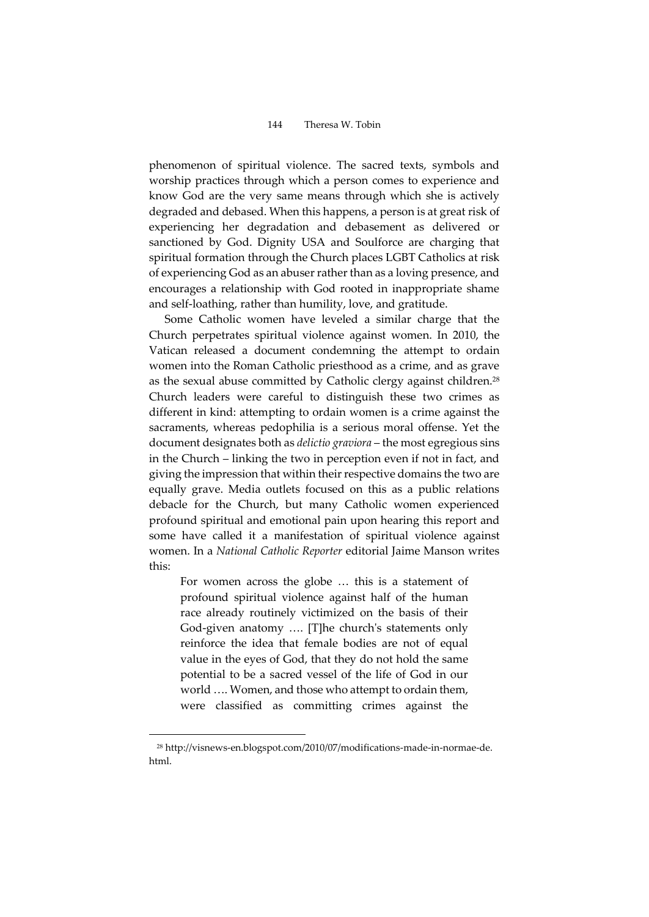phenomenon of spiritual violence. The sacred texts, symbols and worship practices through which a person comes to experience and know God are the very same means through which she is actively degraded and debased. When this happens, a person is at great risk of experiencing her degradation and debasement as delivered or sanctioned by God. Dignity USA and Soulforce are charging that spiritual formation through the Church places LGBT Catholics at risk of experiencing God as an abuser rather than as a loving presence, and encourages a relationship with God rooted in inappropriate shame and self-loathing, rather than humility, love, and gratitude.

Some Catholic women have leveled a similar charge that the Church perpetrates spiritual violence against women. In 2010, the Vatican released a document condemning the attempt to ordain women into the Roman Catholic priesthood as a crime, and as grave as the sexual abuse committed by Catholic clergy against children.[28] Church leaders were careful to distinguish these two crimes as different in kind: attempting to ordain women is a crime against the sacraments, whereas pedophilia is a serious moral offense. Yet the document designates both as *delictio graviora* – the most egregious sins in the Church – linking the two in perception even if not in fact, and giving the impression that within their respective domains the two are equally grave. Media outlets focused on this as a public relations debacle for the Church, but many Catholic women experienced profound spiritual and emotional pain upon hearing this report and some have called it a manifestation of spiritual violence against women. In a *National Catholic Reporter* editorial Jaime Manson writes this:

> For women across the globe … this is a statement of profound spiritual violence against half of the human race already routinely victimized on the basis of their God-given anatomy …. [T]he church's statements only reinforce the idea that female bodies are not of equal value in the eyes of God, that they do not hold the same potential to be a sacred vessel of the life of God in our world …. Women, and those who attempt to ordain them, were classified as committing crimes against the

[28] http://visnews-en.blogspot.com/2010/07/modifications-made-in-normae-de.html.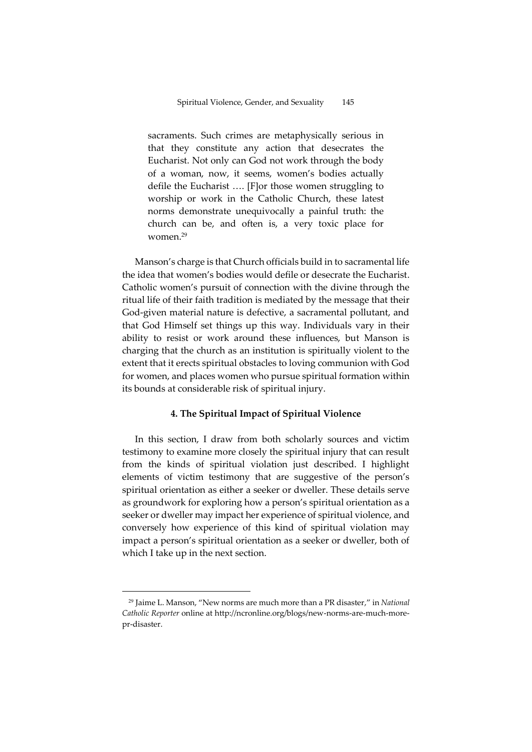> sacraments. Such crimes are metaphysically serious in that they constitute any action that desecrates the Eucharist. Not only can God not work through the body of a woman, now, it seems, women's bodies actually defile the Eucharist …. [F]or those women struggling to worship or work in the Catholic Church, these latest norms demonstrate unequivocally a painful truth: the church can be, and often is, a very toxic place for women.[29]

Manson's charge is that Church officials build in to sacramental life the idea that women's bodies would defile or desecrate the Eucharist. Catholic women's pursuit of connection with the divine through the ritual life of their faith tradition is mediated by the message that their God-given material nature is defective, a sacramental pollutant, and that God Himself set things up this way. Individuals vary in their ability to resist or work around these influences, but Manson is charging that the church as an institution is spiritually violent to the extent that it erects spiritual obstacles to loving communion with God for women, and places women who pursue spiritual formation within its bounds at considerable risk of spiritual injury.

### 4. The Spiritual Impact of Spiritual Violence

In this section, I draw from both scholarly sources and victim testimony to examine more closely the spiritual injury that can result from the kinds of spiritual violation just described. I highlight elements of victim testimony that are suggestive of the person's spiritual orientation as either a seeker or dweller. These details serve as groundwork for exploring how a person's spiritual orientation as a seeker or dweller may impact her experience of spiritual violence, and conversely how experience of this kind of spiritual violation may impact a person's spiritual orientation as a seeker or dweller, both of which I take up in the next section.

---

[29] Jaime L. Manson, "New norms are much more than a PR disaster," in *National Catholic Reporter* online at http://ncronline.org/blogs/new-norms-are-much-more-pr-disaster.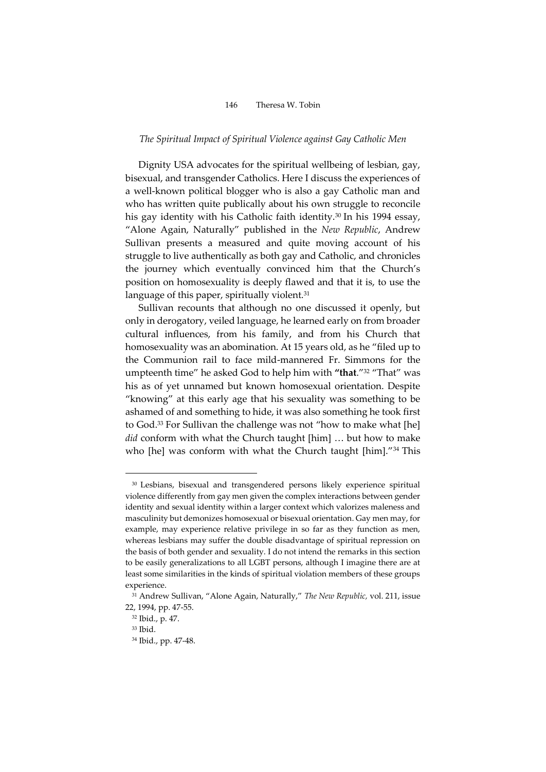*The Spiritual Impact of Spiritual Violence against Gay Catholic Men*

Dignity USA advocates for the spiritual wellbeing of lesbian, gay, bisexual, and transgender Catholics. Here I discuss the experiences of a well-known political blogger who is also a gay Catholic man and who has written quite publically about his own struggle to reconcile his gay identity with his Catholic faith identity.[30] In his 1994 essay, "Alone Again, Naturally" published in the *New Republic*, Andrew Sullivan presents a measured and quite moving account of his struggle to live authentically as both gay and Catholic, and chronicles the journey which eventually convinced him that the Church's position on homosexuality is deeply flawed and that it is, to use the language of this paper, spiritually violent.[31]

Sullivan recounts that although no one discussed it openly, but only in derogatory, veiled language, he learned early on from broader cultural influences, from his family, and from his Church that homosexuality was an abomination. At 15 years old, as he "filed up to the Communion rail to face mild-mannered Fr. Simmons for the umpteenth time" he asked God to help him with **"that**."[32] "That" was his as of yet unnamed but known homosexual orientation. Despite "knowing" at this early age that his sexuality was something to be ashamed of and something to hide, it was also something he took first to God.[33] For Sullivan the challenge was not "how to make what [he] *did* conform with what the Church taught [him] … but how to make who [he] was conform with what the Church taught [him]."[34] This

---

[30] Lesbians, bisexual and transgendered persons likely experience spiritual violence differently from gay men given the complex interactions between gender identity and sexual identity within a larger context which valorizes maleness and masculinity but demonizes homosexual or bisexual orientation. Gay men may, for example, may experience relative privilege in so far as they function as men, whereas lesbians may suffer the double disadvantage of spiritual repression on the basis of both gender and sexuality. I do not intend the remarks in this section to be easily generalizations to all LGBT persons, although I imagine there are at least some similarities in the kinds of spiritual violation members of these groups experience.

[31] Andrew Sullivan, "Alone Again, Naturally," *The New Republic,* vol. 211, issue 22, 1994, pp. 47-55.

[32] Ibid., p. 47.

[33] Ibid.

[34] Ibid., pp. 47-48.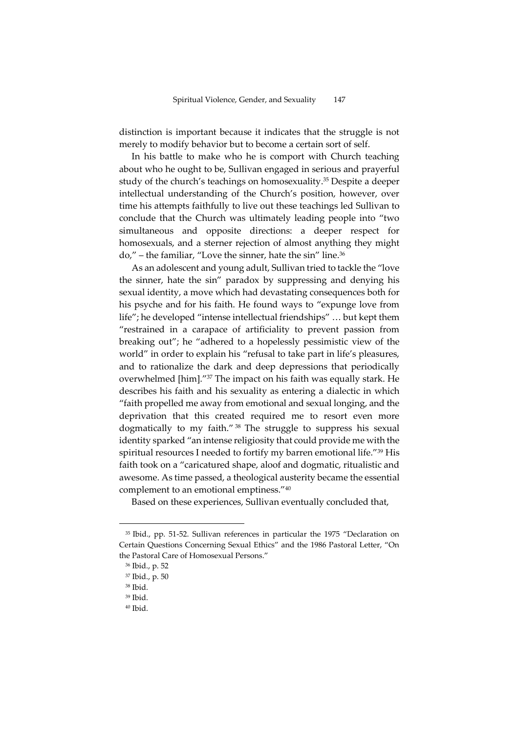distinction is important because it indicates that the struggle is not merely to modify behavior but to become a certain sort of self.

In his battle to make who he is comport with Church teaching about who he ought to be, Sullivan engaged in serious and prayerful study of the church's teachings on homosexuality.[35] Despite a deeper intellectual understanding of the Church's position, however, over time his attempts faithfully to live out these teachings led Sullivan to conclude that the Church was ultimately leading people into "two simultaneous and opposite directions: a deeper respect for homosexuals, and a sterner rejection of almost anything they might do," – the familiar, "Love the sinner, hate the sin" line.[36]

As an adolescent and young adult, Sullivan tried to tackle the "love the sinner, hate the sin" paradox by suppressing and denying his sexual identity, a move which had devastating consequences both for his psyche and for his faith. He found ways to "expunge love from life"; he developed "intense intellectual friendships" … but kept them "restrained in a carapace of artificiality to prevent passion from breaking out"; he "adhered to a hopelessly pessimistic view of the world" in order to explain his "refusal to take part in life's pleasures, and to rationalize the dark and deep depressions that periodically overwhelmed [him]."[37] The impact on his faith was equally stark. He describes his faith and his sexuality as entering a dialectic in which "faith propelled me away from emotional and sexual longing, and the deprivation that this created required me to resort even more dogmatically to my faith."[38] The struggle to suppress his sexual identity sparked "an intense religiosity that could provide me with the spiritual resources I needed to fortify my barren emotional life."[39] His faith took on a "caricatured shape, aloof and dogmatic, ritualistic and awesome. As time passed, a theological austerity became the essential complement to an emotional emptiness."[40]

Based on these experiences, Sullivan eventually concluded that,

---

[35] Ibid., pp. 51-52. Sullivan references in particular the 1975 "Declaration on Certain Questions Concerning Sexual Ethics" and the 1986 Pastoral Letter, "On the Pastoral Care of Homosexual Persons."

[36] Ibid., p. 52

[37] Ibid., p. 50

[38] Ibid.

[39] Ibid.

[40] Ibid.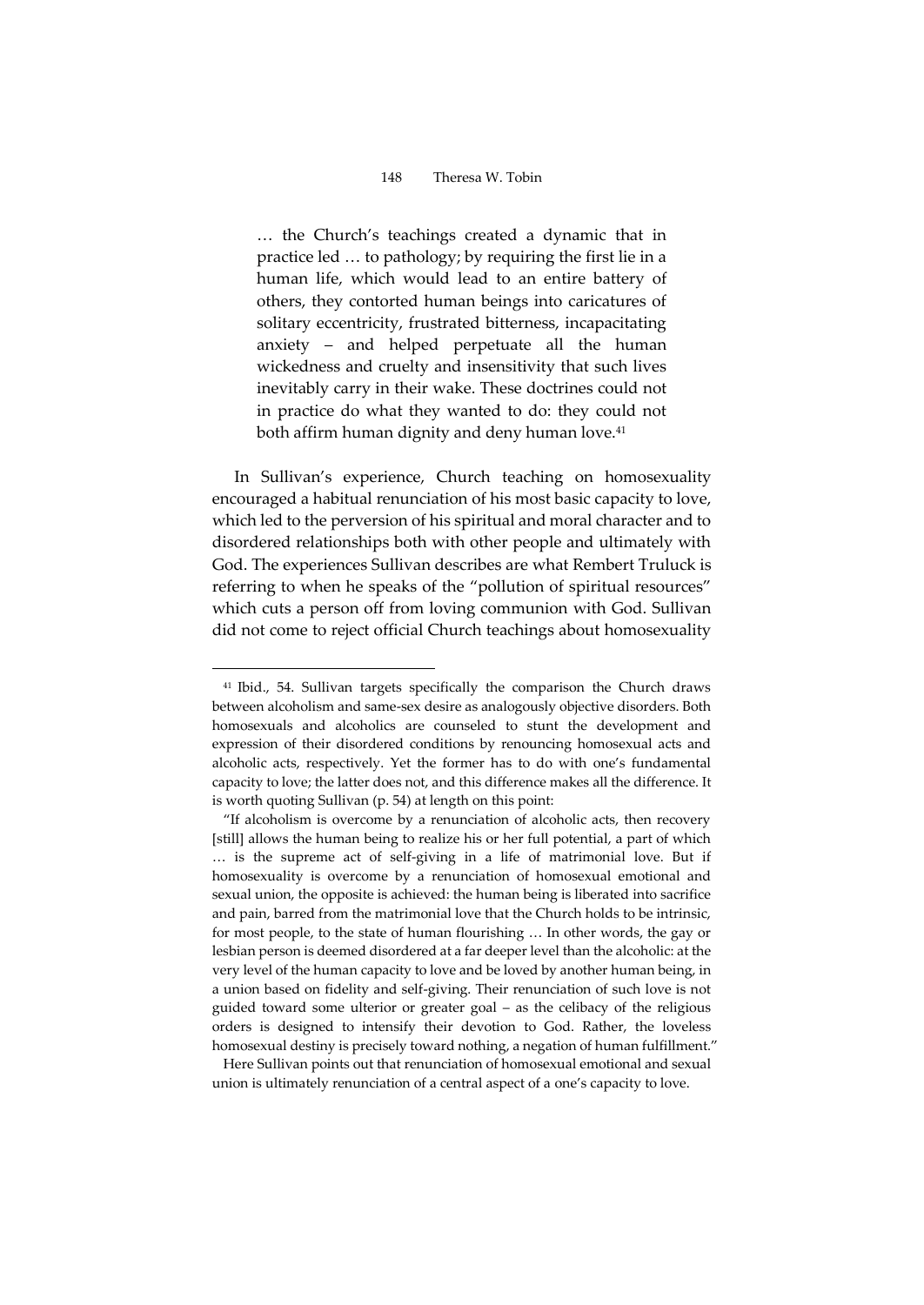> … the Church's teachings created a dynamic that in practice led … to pathology; by requiring the first lie in a human life, which would lead to an entire battery of others, they contorted human beings into caricatures of solitary eccentricity, frustrated bitterness, incapacitating anxiety – and helped perpetuate all the human wickedness and cruelty and insensitivity that such lives inevitably carry in their wake. These doctrines could not in practice do what they wanted to do: they could not both affirm human dignity and deny human love.[41]

In Sullivan's experience, Church teaching on homosexuality encouraged a habitual renunciation of his most basic capacity to love, which led to the perversion of his spiritual and moral character and to disordered relationships both with other people and ultimately with God. The experiences Sullivan describes are what Rembert Truluck is referring to when he speaks of the "pollution of spiritual resources" which cuts a person off from loving communion with God. Sullivan did not come to reject official Church teachings about homosexuality

---

[41] Ibid., 54. Sullivan targets specifically the comparison the Church draws between alcoholism and same-sex desire as analogously objective disorders. Both homosexuals and alcoholics are counseled to stunt the development and expression of their disordered conditions by renouncing homosexual acts and alcoholic acts, respectively. Yet the former has to do with one's fundamental capacity to love; the latter does not, and this difference makes all the difference. It is worth quoting Sullivan (p. 54) at length on this point:

"If alcoholism is overcome by a renunciation of alcoholic acts, then recovery [still] allows the human being to realize his or her full potential, a part of which … is the supreme act of self-giving in a life of matrimonial love. But if homosexuality is overcome by a renunciation of homosexual emotional and sexual union, the opposite is achieved: the human being is liberated into sacrifice and pain, barred from the matrimonial love that the Church holds to be intrinsic, for most people, to the state of human flourishing … In other words, the gay or lesbian person is deemed disordered at a far deeper level than the alcoholic: at the very level of the human capacity to love and be loved by another human being, in a union based on fidelity and self-giving. Their renunciation of such love is not guided toward some ulterior or greater goal – as the celibacy of the religious orders is designed to intensify their devotion to God. Rather, the loveless homosexual destiny is precisely toward nothing, a negation of human fulfillment."

Here Sullivan points out that renunciation of homosexual emotional and sexual union is ultimately renunciation of a central aspect of a one's capacity to love.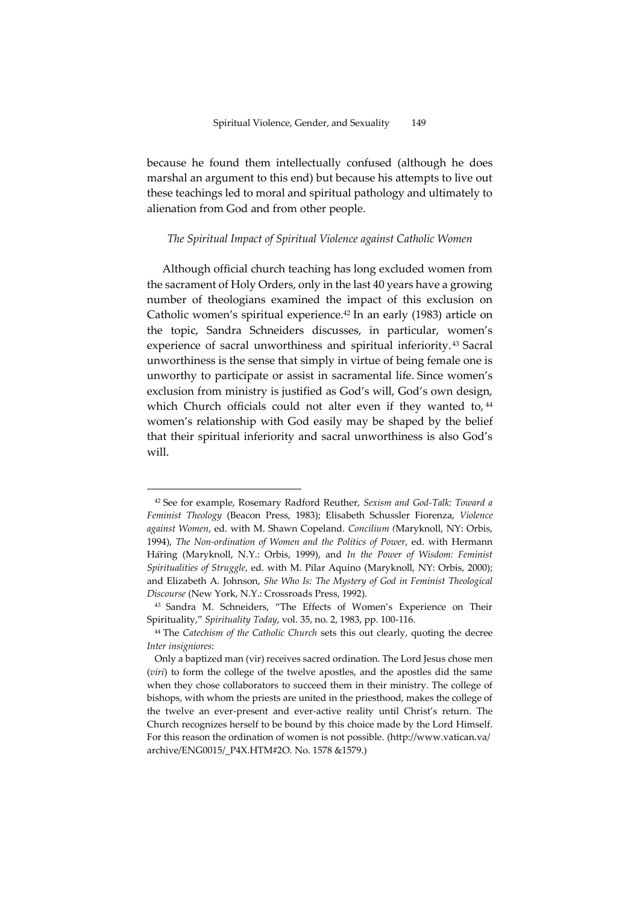because he found them intellectually confused (although he does marshal an argument to this end) but because his attempts to live out these teachings led to moral and spiritual pathology and ultimately to alienation from God and from other people.

### *The Spiritual Impact of Spiritual Violence against Catholic Women*

Although official church teaching has long excluded women from the sacrament of Holy Orders, only in the last 40 years have a growing number of theologians examined the impact of this exclusion on Catholic women's spiritual experience.[42] In an early (1983) article on the topic, Sandra Schneiders discusses, in particular, women's experience of sacral unworthiness and spiritual inferiority.[43] Sacral unworthiness is the sense that simply in virtue of being female one is unworthy to participate or assist in sacramental life. Since women's exclusion from ministry is justified as God's will, God's own design, which Church officials could not alter even if they wanted to,[44] women's relationship with God easily may be shaped by the belief that their spiritual inferiority and sacral unworthiness is also God's will.

---

[42] See for example, Rosemary Radford Reuther, *Sexism and God-Talk: Toward a Feminist Theology* (Beacon Press, 1983); Elisabeth Schussler Fiorenza, *Violence against Women*, ed. with M. Shawn Copeland. *Concilium (*Maryknoll, NY: Orbis, 1994), *The Non-ordination of Women and the Politics of Power*, ed. with Hermann Häring (Maryknoll, N.Y.: Orbis, 1999), and *In the Power of Wisdom: Feminist Spiritualities of Struggle*, ed. with M. Pilar Aquino (Maryknoll, NY: Orbis, 2000); and Elizabeth A. Johnson, *She Who Is: The Mystery of God in Feminist Theological Discourse* (New York, N.Y.: Crossroads Press, 1992).

[43] Sandra M. Schneiders, "The Effects of Women's Experience on Their Spirituality," *Spirituality Today*, vol. 35, no. 2, 1983, pp. 100-116.

[44] The *Catechism of the Catholic Church* sets this out clearly, quoting the decree *Inter insigniores*:

Only a baptized man (vir) receives sacred ordination. The Lord Jesus chose men (*viri*) to form the college of the twelve apostles, and the apostles did the same when they chose collaborators to succeed them in their ministry. The college of bishops, with whom the priests are united in the priesthood, makes the college of the twelve an ever-present and ever-active reality until Christ's return. The Church recognizes herself to be bound by this choice made by the Lord Himself. For this reason the ordination of women is not possible. (http://www.vatican.va/archive/ENG0015/_P4X.HTM#2O. No. 1578 &1579.)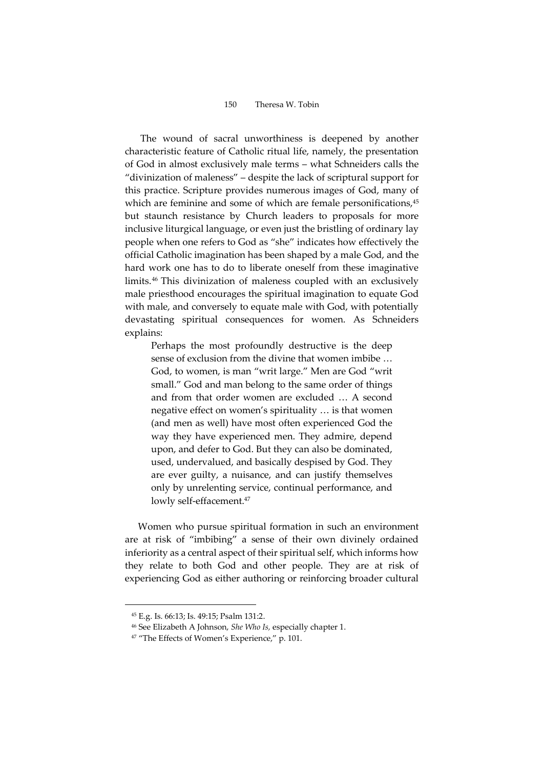The wound of sacral unworthiness is deepened by another characteristic feature of Catholic ritual life, namely, the presentation of God in almost exclusively male terms – what Schneiders calls the "divinization of maleness" – despite the lack of scriptural support for this practice. Scripture provides numerous images of God, many of which are feminine and some of which are female personifications,[45] but staunch resistance by Church leaders to proposals for more inclusive liturgical language, or even just the bristling of ordinary lay people when one refers to God as "she" indicates how effectively the official Catholic imagination has been shaped by a male God, and the hard work one has to do to liberate oneself from these imaginative limits.[46] This divinization of maleness coupled with an exclusively male priesthood encourages the spiritual imagination to equate God with male, and conversely to equate male with God, with potentially devastating spiritual consequences for women. As Schneiders explains:

> Perhaps the most profoundly destructive is the deep sense of exclusion from the divine that women imbibe … God, to women, is man "writ large." Men are God "writ small." God and man belong to the same order of things and from that order women are excluded … A second negative effect on women's spirituality … is that women (and men as well) have most often experienced God the way they have experienced men. They admire, depend upon, and defer to God. But they can also be dominated, used, undervalued, and basically despised by God. They are ever guilty, a nuisance, and can justify themselves only by unrelenting service, continual performance, and lowly self-effacement.[47]

Women who pursue spiritual formation in such an environment are at risk of "imbibing" a sense of their own divinely ordained inferiority as a central aspect of their spiritual self, which informs how they relate to both God and other people. They are at risk of experiencing God as either authoring or reinforcing broader cultural

---

[45] E.g. Is. 66:13; Is. 49:15; Psalm 131:2.

[46] See Elizabeth A Johnson, *She Who Is,* especially chapter 1.

[47] "The Effects of Women's Experience," p. 101.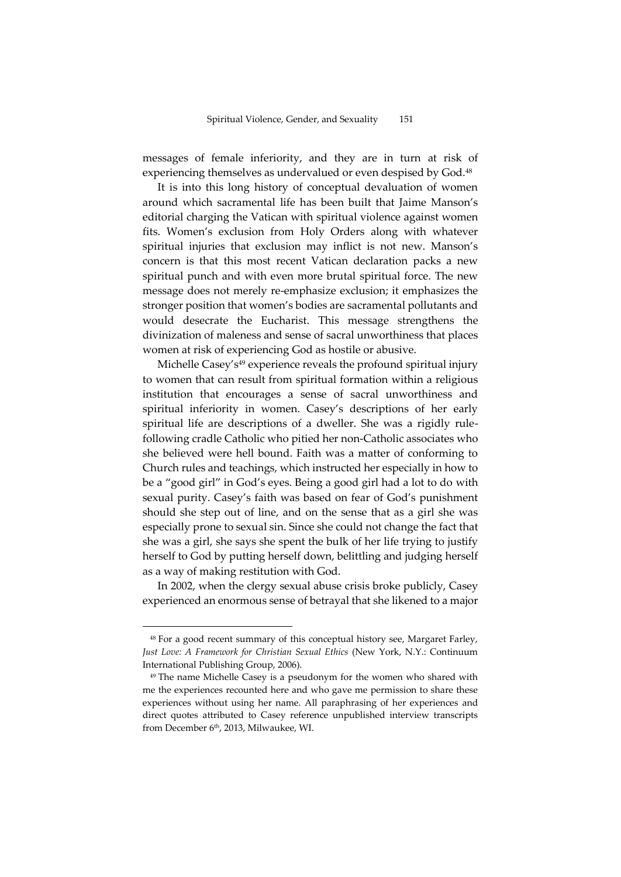messages of female inferiority, and they are in turn at risk of experiencing themselves as undervalued or even despised by God.[48]

It is into this long history of conceptual devaluation of women around which sacramental life has been built that Jaime Manson's editorial charging the Vatican with spiritual violence against women fits. Women's exclusion from Holy Orders along with whatever spiritual injuries that exclusion may inflict is not new. Manson's concern is that this most recent Vatican declaration packs a new spiritual punch and with even more brutal spiritual force. The new message does not merely re-emphasize exclusion; it emphasizes the stronger position that women's bodies are sacramental pollutants and would desecrate the Eucharist. This message strengthens the divinization of maleness and sense of sacral unworthiness that places women at risk of experiencing God as hostile or abusive.

Michelle Casey's[49] experience reveals the profound spiritual injury to women that can result from spiritual formation within a religious institution that encourages a sense of sacral unworthiness and spiritual inferiority in women. Casey's descriptions of her early spiritual life are descriptions of a dweller. She was a rigidly rule-following cradle Catholic who pitied her non-Catholic associates who she believed were hell bound. Faith was a matter of conforming to Church rules and teachings, which instructed her especially in how to be a "good girl" in God's eyes. Being a good girl had a lot to do with sexual purity. Casey's faith was based on fear of God's punishment should she step out of line, and on the sense that as a girl she was especially prone to sexual sin. Since she could not change the fact that she was a girl, she says she spent the bulk of her life trying to justify herself to God by putting herself down, belittling and judging herself as a way of making restitution with God.

In 2002, when the clergy sexual abuse crisis broke publicly, Casey experienced an enormous sense of betrayal that she likened to a major

---

[48] For a good recent summary of this conceptual history see, Margaret Farley, *Just Love: A Framework for Christian Sexual Ethics* (New York, N.Y.: Continuum International Publishing Group, 2006).

[49] The name Michelle Casey is a pseudonym for the women who shared with me the experiences recounted here and who gave me permission to share these experiences without using her name. All paraphrasing of her experiences and direct quotes attributed to Casey reference unpublished interview transcripts from December 6th, 2013, Milwaukee, WI.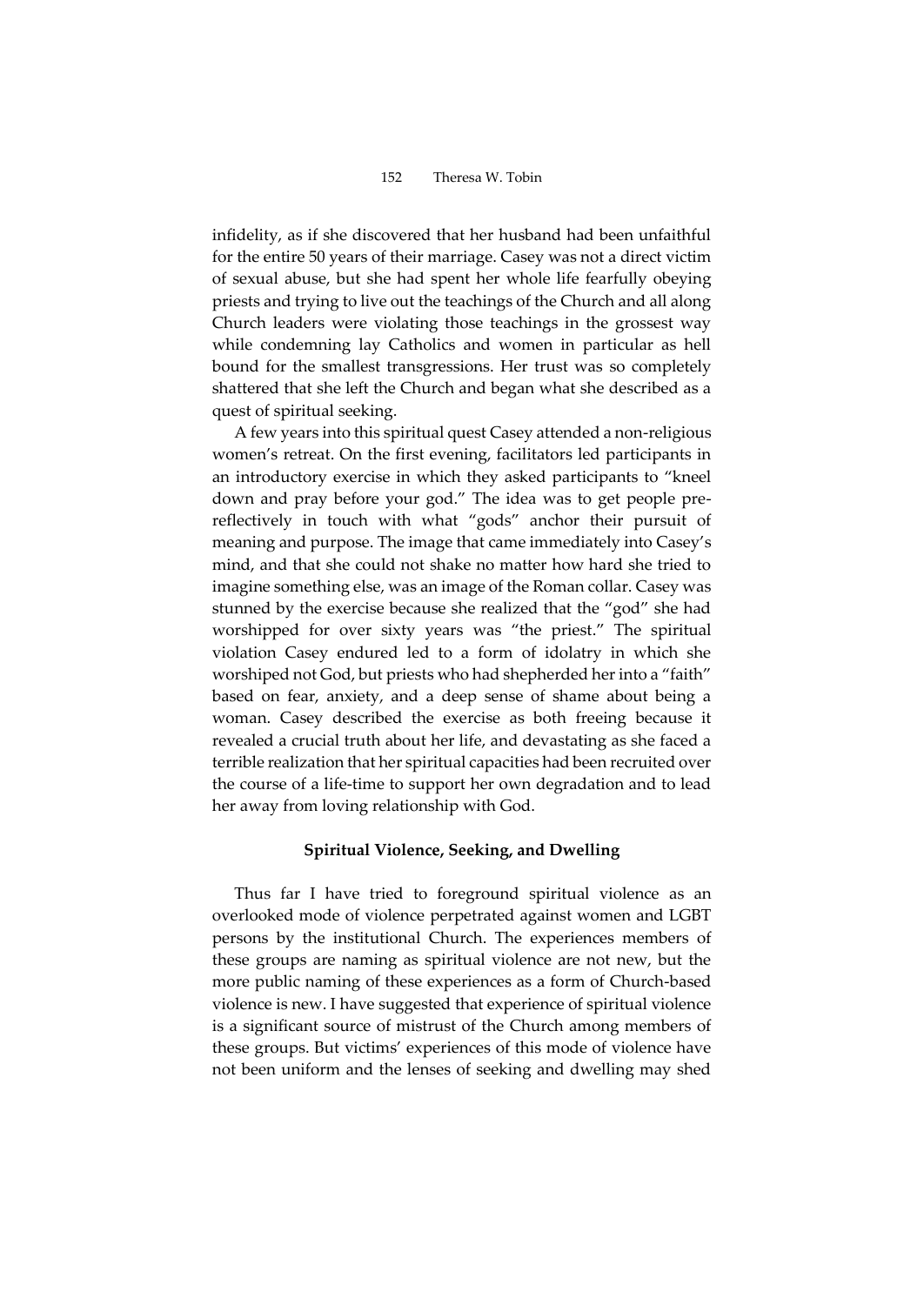infidelity, as if she discovered that her husband had been unfaithful for the entire 50 years of their marriage. Casey was not a direct victim of sexual abuse, but she had spent her whole life fearfully obeying priests and trying to live out the teachings of the Church and all along Church leaders were violating those teachings in the grossest way while condemning lay Catholics and women in particular as hell bound for the smallest transgressions. Her trust was so completely shattered that she left the Church and began what she described as a quest of spiritual seeking.

A few years into this spiritual quest Casey attended a non-religious women's retreat. On the first evening, facilitators led participants in an introductory exercise in which they asked participants to "kneel down and pray before your god." The idea was to get people pre-reflectively in touch with what "gods" anchor their pursuit of meaning and purpose. The image that came immediately into Casey's mind, and that she could not shake no matter how hard she tried to imagine something else, was an image of the Roman collar. Casey was stunned by the exercise because she realized that the "god" she had worshipped for over sixty years was "the priest." The spiritual violation Casey endured led to a form of idolatry in which she worshiped not God, but priests who had shepherded her into a "faith" based on fear, anxiety, and a deep sense of shame about being a woman. Casey described the exercise as both freeing because it revealed a crucial truth about her life, and devastating as she faced a terrible realization that her spiritual capacities had been recruited over the course of a life-time to support her own degradation and to lead her away from loving relationship with God.

### Spiritual Violence, Seeking, and Dwelling

Thus far I have tried to foreground spiritual violence as an overlooked mode of violence perpetrated against women and LGBT persons by the institutional Church. The experiences members of these groups are naming as spiritual violence are not new, but the more public naming of these experiences as a form of Church-based violence is new. I have suggested that experience of spiritual violence is a significant source of mistrust of the Church among members of these groups. But victims' experiences of this mode of violence have not been uniform and the lenses of seeking and dwelling may shed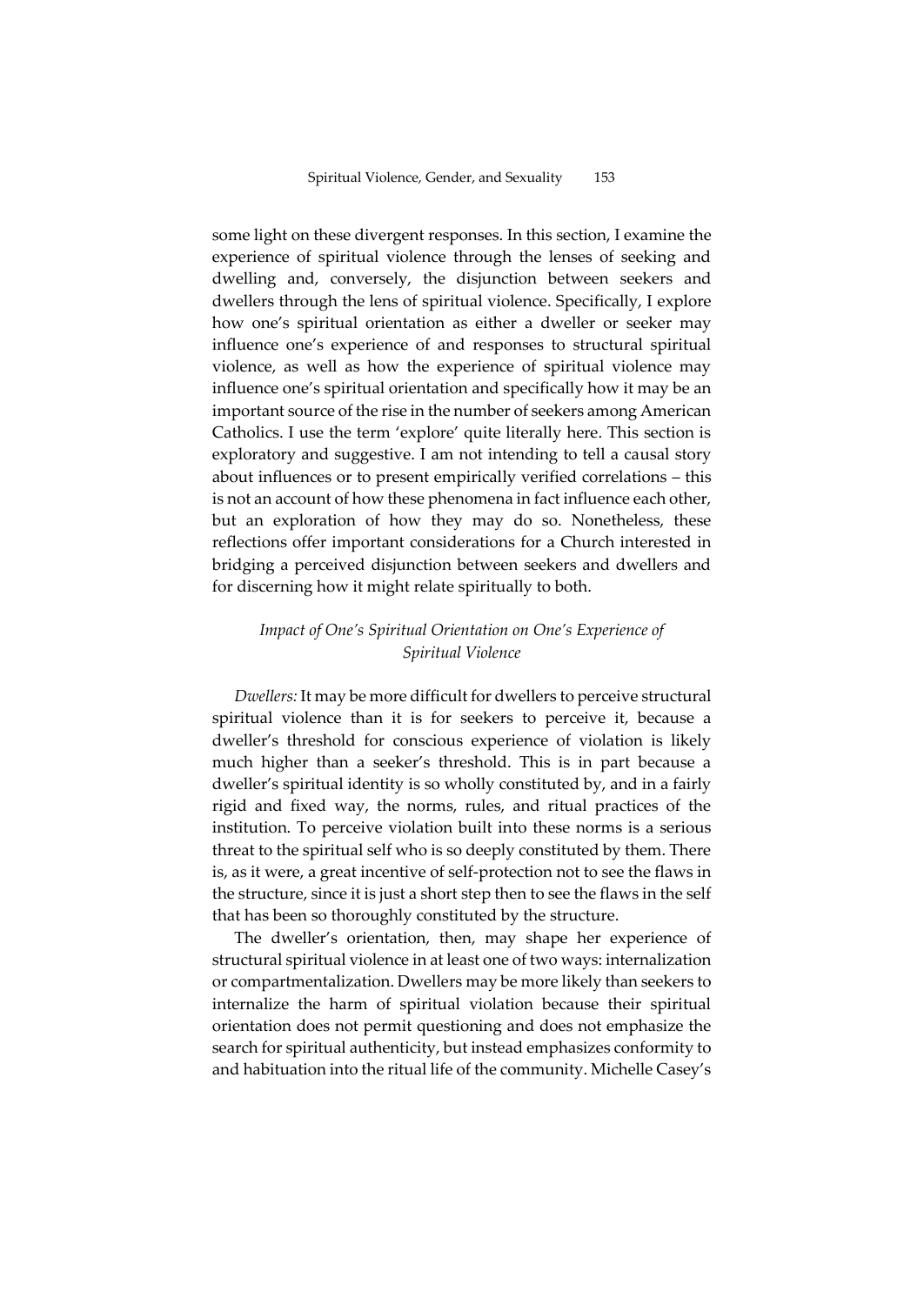some light on these divergent responses. In this section, I examine the experience of spiritual violence through the lenses of seeking and dwelling and, conversely, the disjunction between seekers and dwellers through the lens of spiritual violence. Specifically, I explore how one's spiritual orientation as either a dweller or seeker may influence one's experience of and responses to structural spiritual violence, as well as how the experience of spiritual violence may influence one's spiritual orientation and specifically how it may be an important source of the rise in the number of seekers among American Catholics. I use the term 'explore' quite literally here. This section is exploratory and suggestive. I am not intending to tell a causal story about influences or to present empirically verified correlations – this is not an account of how these phenomena in fact influence each other, but an exploration of how they may do so. Nonetheless, these reflections offer important considerations for a Church interested in bridging a perceived disjunction between seekers and dwellers and for discerning how it might relate spiritually to both.

### *Impact of One's Spiritual Orientation on One's Experience of Spiritual Violence*

*Dwellers:* It may be more difficult for dwellers to perceive structural spiritual violence than it is for seekers to perceive it, because a dweller's threshold for conscious experience of violation is likely much higher than a seeker's threshold. This is in part because a dweller's spiritual identity is so wholly constituted by, and in a fairly rigid and fixed way, the norms, rules, and ritual practices of the institution. To perceive violation built into these norms is a serious threat to the spiritual self who is so deeply constituted by them. There is, as it were, a great incentive of self-protection not to see the flaws in the structure, since it is just a short step then to see the flaws in the self that has been so thoroughly constituted by the structure.

The dweller's orientation, then, may shape her experience of structural spiritual violence in at least one of two ways: internalization or compartmentalization. Dwellers may be more likely than seekers to internalize the harm of spiritual violation because their spiritual orientation does not permit questioning and does not emphasize the search for spiritual authenticity, but instead emphasizes conformity to and habituation into the ritual life of the community. Michelle Casey's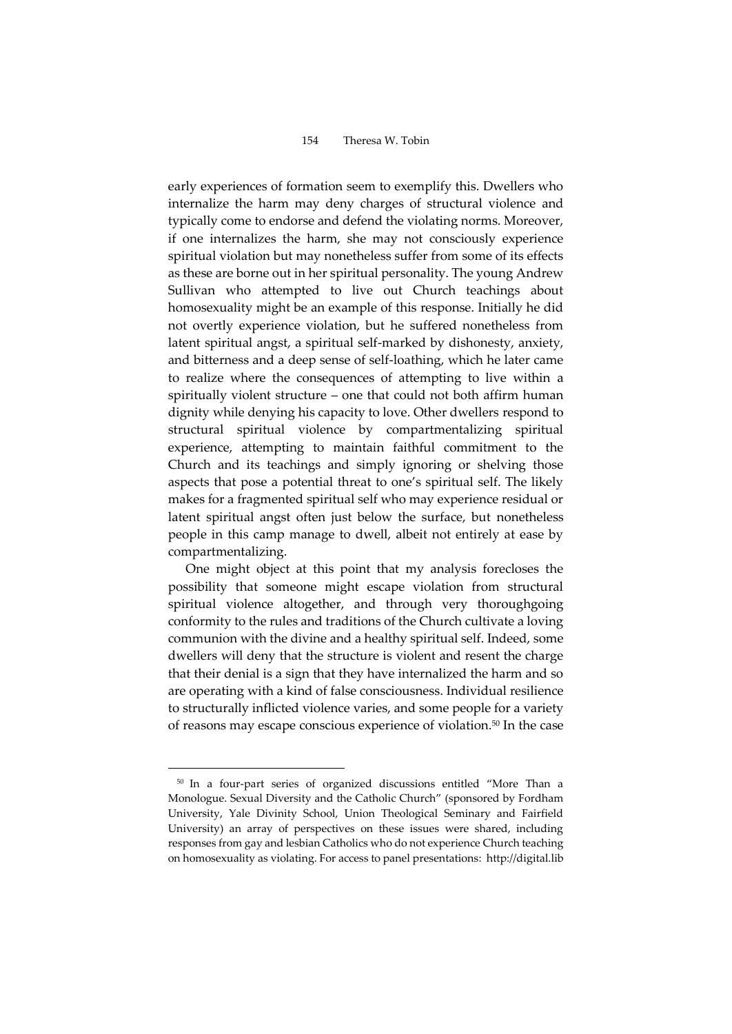early experiences of formation seem to exemplify this. Dwellers who internalize the harm may deny charges of structural violence and typically come to endorse and defend the violating norms. Moreover, if one internalizes the harm, she may not consciously experience spiritual violation but may nonetheless suffer from some of its effects as these are borne out in her spiritual personality. The young Andrew Sullivan who attempted to live out Church teachings about homosexuality might be an example of this response. Initially he did not overtly experience violation, but he suffered nonetheless from latent spiritual angst, a spiritual self-marked by dishonesty, anxiety, and bitterness and a deep sense of self-loathing, which he later came to realize where the consequences of attempting to live within a spiritually violent structure – one that could not both affirm human dignity while denying his capacity to love. Other dwellers respond to structural spiritual violence by compartmentalizing spiritual experience, attempting to maintain faithful commitment to the Church and its teachings and simply ignoring or shelving those aspects that pose a potential threat to one's spiritual self. The likely makes for a fragmented spiritual self who may experience residual or latent spiritual angst often just below the surface, but nonetheless people in this camp manage to dwell, albeit not entirely at ease by compartmentalizing.

One might object at this point that my analysis forecloses the possibility that someone might escape violation from structural spiritual violence altogether, and through very thoroughgoing conformity to the rules and traditions of the Church cultivate a loving communion with the divine and a healthy spiritual self. Indeed, some dwellers will deny that the structure is violent and resent the charge that their denial is a sign that they have internalized the harm and so are operating with a kind of false consciousness. Individual resilience to structurally inflicted violence varies, and some people for a variety of reasons may escape conscious experience of violation.[50] In the case

---

[50] In a four-part series of organized discussions entitled "More Than a Monologue. Sexual Diversity and the Catholic Church" (sponsored by Fordham University, Yale Divinity School, Union Theological Seminary and Fairfield University) an array of perspectives on these issues were shared, including responses from gay and lesbian Catholics who do not experience Church teaching on homosexuality as violating. For access to panel presentations: http://digital.lib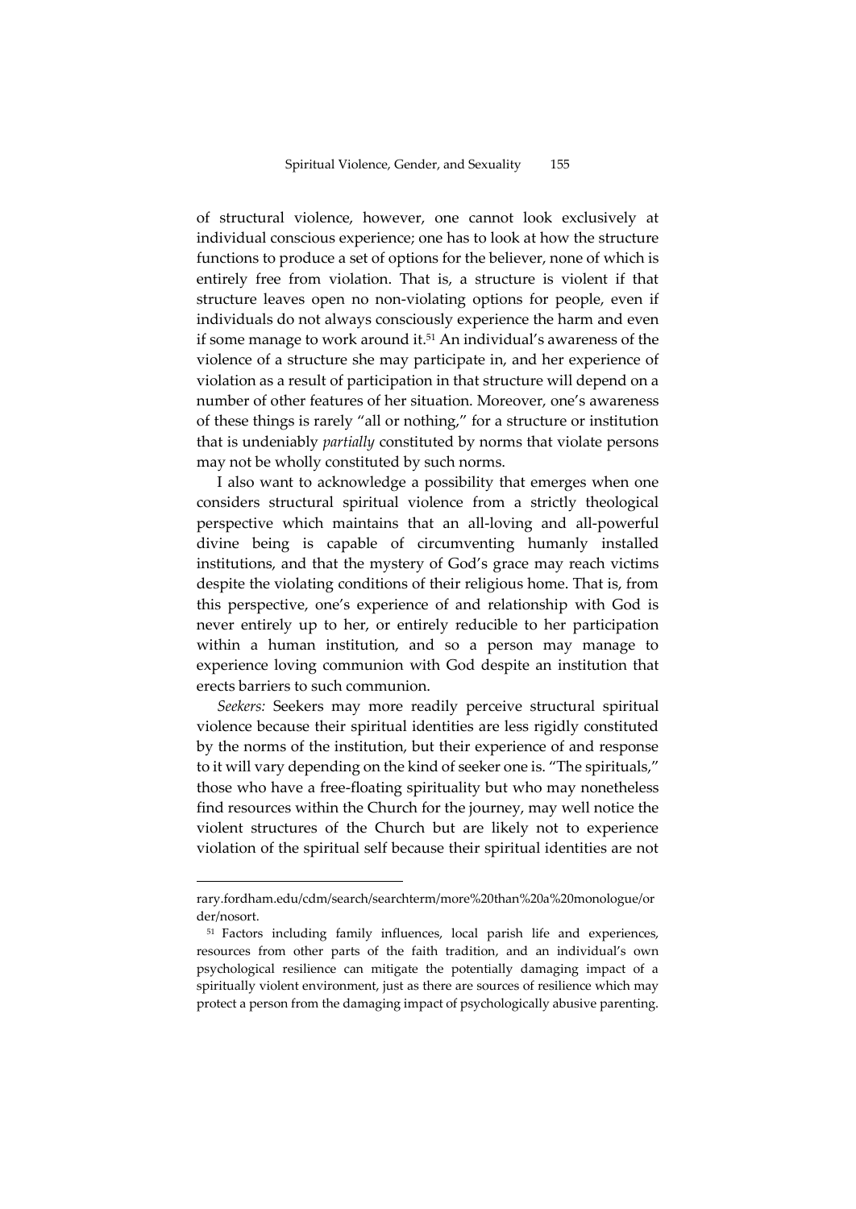of structural violence, however, one cannot look exclusively at individual conscious experience; one has to look at how the structure functions to produce a set of options for the believer, none of which is entirely free from violation. That is, a structure is violent if that structure leaves open no non-violating options for people, even if individuals do not always consciously experience the harm and even if some manage to work around it.[51] An individual's awareness of the violence of a structure she may participate in, and her experience of violation as a result of participation in that structure will depend on a number of other features of her situation. Moreover, one's awareness of these things is rarely "all or nothing," for a structure or institution that is undeniably *partially* constituted by norms that violate persons may not be wholly constituted by such norms.

I also want to acknowledge a possibility that emerges when one considers structural spiritual violence from a strictly theological perspective which maintains that an all-loving and all-powerful divine being is capable of circumventing humanly installed institutions, and that the mystery of God's grace may reach victims despite the violating conditions of their religious home. That is, from this perspective, one's experience of and relationship with God is never entirely up to her, or entirely reducible to her participation within a human institution, and so a person may manage to experience loving communion with God despite an institution that erects barriers to such communion.

*Seekers:* Seekers may more readily perceive structural spiritual violence because their spiritual identities are less rigidly constituted by the norms of the institution, but their experience of and response to it will vary depending on the kind of seeker one is. "The spirituals," those who have a free-floating spirituality but who may nonetheless find resources within the Church for the journey, may well notice the violent structures of the Church but are likely not to experience violation of the spiritual self because their spiritual identities are not

---

rary.fordham.edu/cdm/search/searchterm/more%20than%20a%20monologue/order/nosort.

[51] Factors including family influences, local parish life and experiences, resources from other parts of the faith tradition, and an individual's own psychological resilience can mitigate the potentially damaging impact of a spiritually violent environment, just as there are sources of resilience which may protect a person from the damaging impact of psychologically abusive parenting.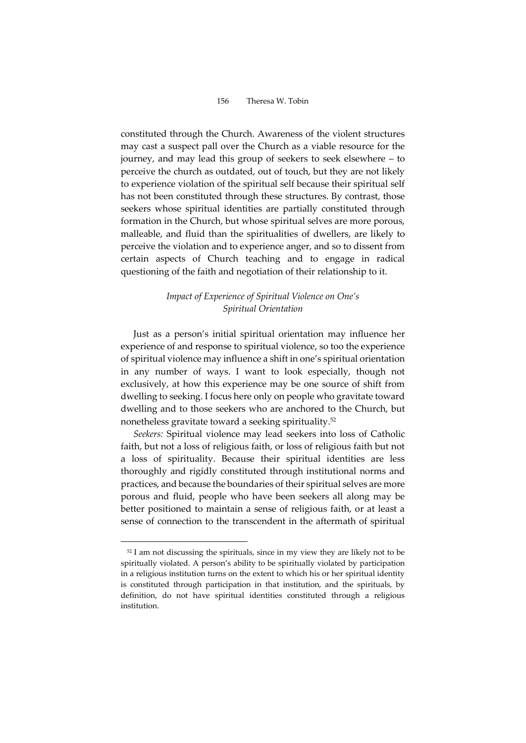constituted through the Church. Awareness of the violent structures may cast a suspect pall over the Church as a viable resource for the journey, and may lead this group of seekers to seek elsewhere – to perceive the church as outdated, out of touch, but they are not likely to experience violation of the spiritual self because their spiritual self has not been constituted through these structures. By contrast, those seekers whose spiritual identities are partially constituted through formation in the Church, but whose spiritual selves are more porous, malleable, and fluid than the spiritualities of dwellers, are likely to perceive the violation and to experience anger, and so to dissent from certain aspects of Church teaching and to engage in radical questioning of the faith and negotiation of their relationship to it.

### *Impact of Experience of Spiritual Violence on One's Spiritual Orientation*

Just as a person's initial spiritual orientation may influence her experience of and response to spiritual violence, so too the experience of spiritual violence may influence a shift in one's spiritual orientation in any number of ways. I want to look especially, though not exclusively, at how this experience may be one source of shift from dwelling to seeking. I focus here only on people who gravitate toward dwelling and to those seekers who are anchored to the Church, but nonetheless gravitate toward a seeking spirituality.[52]

*Seekers:* Spiritual violence may lead seekers into loss of Catholic faith, but not a loss of religious faith, or loss of religious faith but not a loss of spirituality. Because their spiritual identities are less thoroughly and rigidly constituted through institutional norms and practices, and because the boundaries of their spiritual selves are more porous and fluid, people who have been seekers all along may be better positioned to maintain a sense of religious faith, or at least a sense of connection to the transcendent in the aftermath of spiritual

---

[52] I am not discussing the spirituals, since in my view they are likely not to be spiritually violated. A person's ability to be spiritually violated by participation in a religious institution turns on the extent to which his or her spiritual identity is constituted through participation in that institution, and the spirituals, by definition, do not have spiritual identities constituted through a religious institution.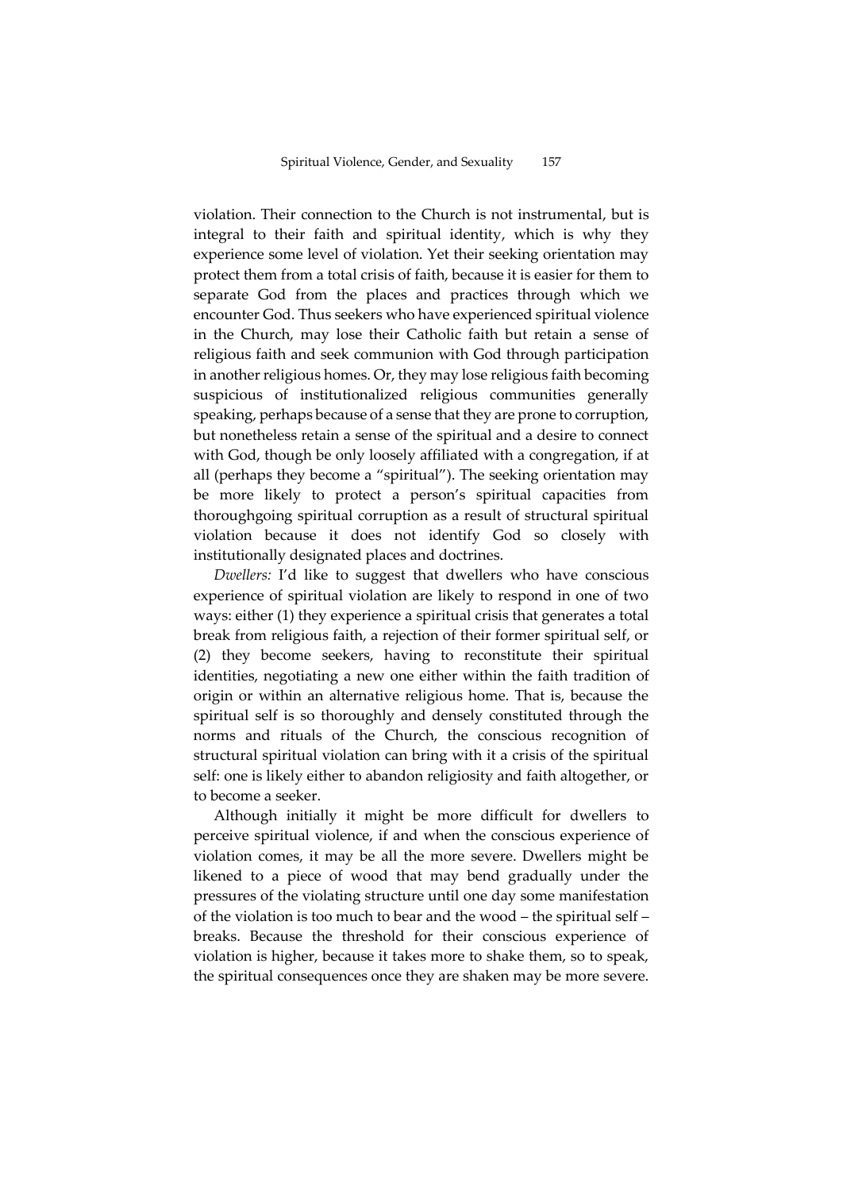violation. Their connection to the Church is not instrumental, but is integral to their faith and spiritual identity, which is why they experience some level of violation. Yet their seeking orientation may protect them from a total crisis of faith, because it is easier for them to separate God from the places and practices through which we encounter God. Thus seekers who have experienced spiritual violence in the Church, may lose their Catholic faith but retain a sense of religious faith and seek communion with God through participation in another religious homes. Or, they may lose religious faith becoming suspicious of institutionalized religious communities generally speaking, perhaps because of a sense that they are prone to corruption, but nonetheless retain a sense of the spiritual and a desire to connect with God, though be only loosely affiliated with a congregation, if at all (perhaps they become a "spiritual"). The seeking orientation may be more likely to protect a person's spiritual capacities from thoroughgoing spiritual corruption as a result of structural spiritual violation because it does not identify God so closely with institutionally designated places and doctrines.

*Dwellers:* I'd like to suggest that dwellers who have conscious experience of spiritual violation are likely to respond in one of two ways: either (1) they experience a spiritual crisis that generates a total break from religious faith, a rejection of their former spiritual self, or (2) they become seekers, having to reconstitute their spiritual identities, negotiating a new one either within the faith tradition of origin or within an alternative religious home. That is, because the spiritual self is so thoroughly and densely constituted through the norms and rituals of the Church, the conscious recognition of structural spiritual violation can bring with it a crisis of the spiritual self: one is likely either to abandon religiosity and faith altogether, or to become a seeker.

Although initially it might be more difficult for dwellers to perceive spiritual violence, if and when the conscious experience of violation comes, it may be all the more severe. Dwellers might be likened to a piece of wood that may bend gradually under the pressures of the violating structure until one day some manifestation of the violation is too much to bear and the wood – the spiritual self – breaks. Because the threshold for their conscious experience of violation is higher, because it takes more to shake them, so to speak, the spiritual consequences once they are shaken may be more severe.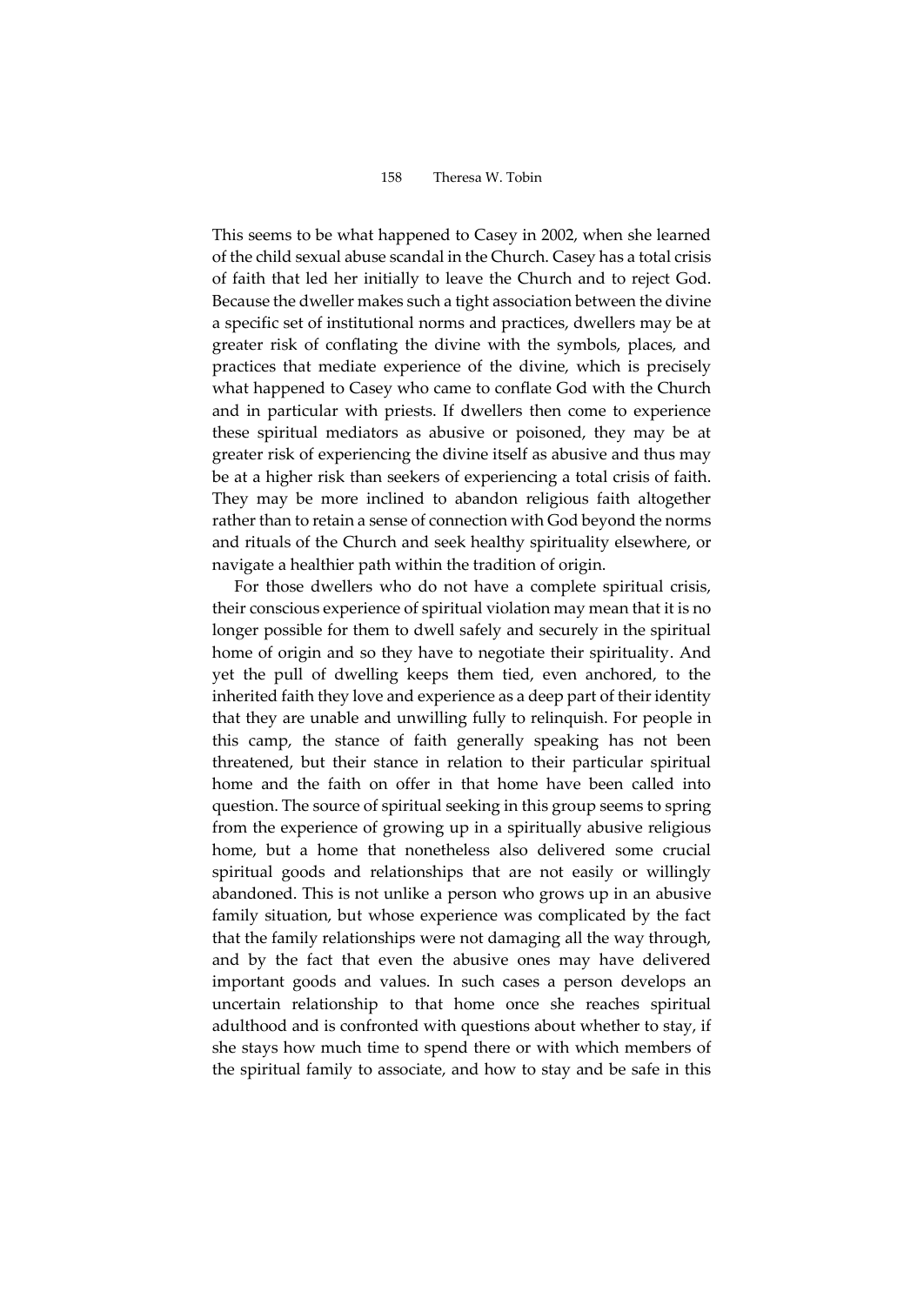This seems to be what happened to Casey in 2002, when she learned of the child sexual abuse scandal in the Church. Casey has a total crisis of faith that led her initially to leave the Church and to reject God. Because the dweller makes such a tight association between the divine a specific set of institutional norms and practices, dwellers may be at greater risk of conflating the divine with the symbols, places, and practices that mediate experience of the divine, which is precisely what happened to Casey who came to conflate God with the Church and in particular with priests. If dwellers then come to experience these spiritual mediators as abusive or poisoned, they may be at greater risk of experiencing the divine itself as abusive and thus may be at a higher risk than seekers of experiencing a total crisis of faith. They may be more inclined to abandon religious faith altogether rather than to retain a sense of connection with God beyond the norms and rituals of the Church and seek healthy spirituality elsewhere, or navigate a healthier path within the tradition of origin.

For those dwellers who do not have a complete spiritual crisis, their conscious experience of spiritual violation may mean that it is no longer possible for them to dwell safely and securely in the spiritual home of origin and so they have to negotiate their spirituality. And yet the pull of dwelling keeps them tied, even anchored, to the inherited faith they love and experience as a deep part of their identity that they are unable and unwilling fully to relinquish. For people in this camp, the stance of faith generally speaking has not been threatened, but their stance in relation to their particular spiritual home and the faith on offer in that home have been called into question. The source of spiritual seeking in this group seems to spring from the experience of growing up in a spiritually abusive religious home, but a home that nonetheless also delivered some crucial spiritual goods and relationships that are not easily or willingly abandoned. This is not unlike a person who grows up in an abusive family situation, but whose experience was complicated by the fact that the family relationships were not damaging all the way through, and by the fact that even the abusive ones may have delivered important goods and values. In such cases a person develops an uncertain relationship to that home once she reaches spiritual adulthood and is confronted with questions about whether to stay, if she stays how much time to spend there or with which members of the spiritual family to associate, and how to stay and be safe in this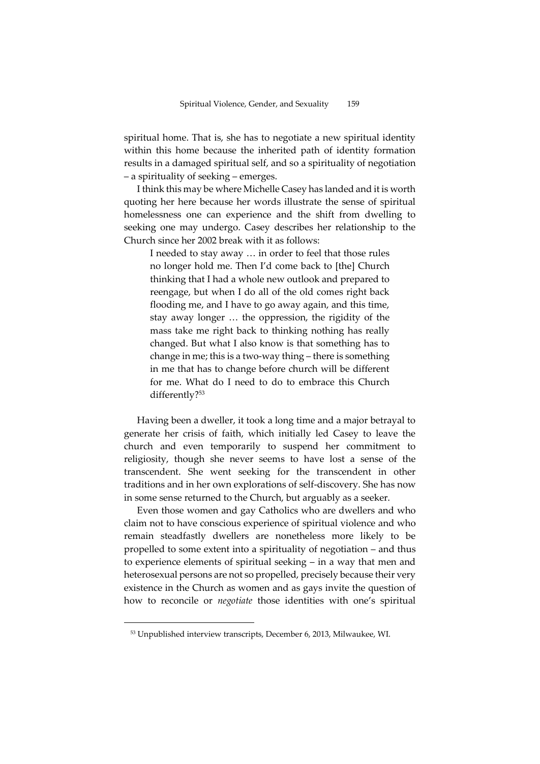spiritual home. That is, she has to negotiate a new spiritual identity within this home because the inherited path of identity formation results in a damaged spiritual self, and so a spirituality of negotiation – a spirituality of seeking – emerges.

I think this may be where Michelle Casey has landed and it is worth quoting her here because her words illustrate the sense of spiritual homelessness one can experience and the shift from dwelling to seeking one may undergo. Casey describes her relationship to the Church since her 2002 break with it as follows:

> I needed to stay away … in order to feel that those rules no longer hold me. Then I'd come back to [the] Church thinking that I had a whole new outlook and prepared to reengage, but when I do all of the old comes right back flooding me, and I have to go away again, and this time, stay away longer … the oppression, the rigidity of the mass take me right back to thinking nothing has really changed. But what I also know is that something has to change in me; this is a two-way thing – there is something in me that has to change before church will be different for me. What do I need to do to embrace this Church differently?[53]

Having been a dweller, it took a long time and a major betrayal to generate her crisis of faith, which initially led Casey to leave the church and even temporarily to suspend her commitment to religiosity, though she never seems to have lost a sense of the transcendent. She went seeking for the transcendent in other traditions and in her own explorations of self-discovery. She has now in some sense returned to the Church, but arguably as a seeker.

Even those women and gay Catholics who are dwellers and who claim not to have conscious experience of spiritual violence and who remain steadfastly dwellers are nonetheless more likely to be propelled to some extent into a spirituality of negotiation – and thus to experience elements of spiritual seeking – in a way that men and heterosexual persons are not so propelled, precisely because their very existence in the Church as women and as gays invite the question of how to reconcile or *negotiate* those identities with one's spiritual

[53] Unpublished interview transcripts, December 6, 2013, Milwaukee, WI.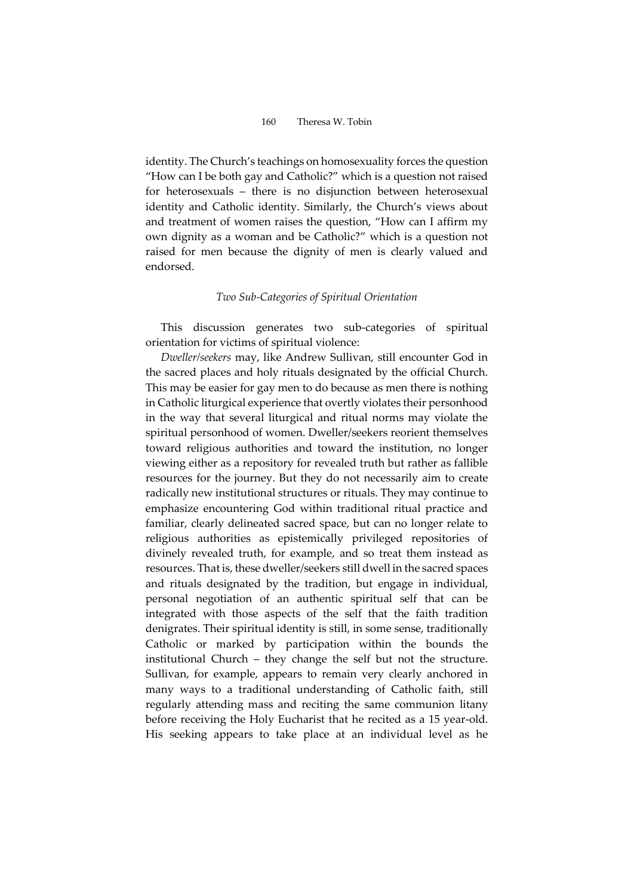identity. The Church's teachings on homosexuality forces the question "How can I be both gay and Catholic?" which is a question not raised for heterosexuals – there is no disjunction between heterosexual identity and Catholic identity. Similarly, the Church's views about and treatment of women raises the question, "How can I affirm my own dignity as a woman and be Catholic?" which is a question not raised for men because the dignity of men is clearly valued and endorsed.

### *Two Sub-Categories of Spiritual Orientation*

This discussion generates two sub-categories of spiritual orientation for victims of spiritual violence:

*Dweller/seekers* may, like Andrew Sullivan, still encounter God in the sacred places and holy rituals designated by the official Church. This may be easier for gay men to do because as men there is nothing in Catholic liturgical experience that overtly violates their personhood in the way that several liturgical and ritual norms may violate the spiritual personhood of women. Dweller/seekers reorient themselves toward religious authorities and toward the institution, no longer viewing either as a repository for revealed truth but rather as fallible resources for the journey. But they do not necessarily aim to create radically new institutional structures or rituals. They may continue to emphasize encountering God within traditional ritual practice and familiar, clearly delineated sacred space, but can no longer relate to religious authorities as epistemically privileged repositories of divinely revealed truth, for example, and so treat them instead as resources. That is, these dweller/seekers still dwell in the sacred spaces and rituals designated by the tradition, but engage in individual, personal negotiation of an authentic spiritual self that can be integrated with those aspects of the self that the faith tradition denigrates. Their spiritual identity is still, in some sense, traditionally Catholic or marked by participation within the bounds the institutional Church – they change the self but not the structure. Sullivan, for example, appears to remain very clearly anchored in many ways to a traditional understanding of Catholic faith, still regularly attending mass and reciting the same communion litany before receiving the Holy Eucharist that he recited as a 15 year-old. His seeking appears to take place at an individual level as he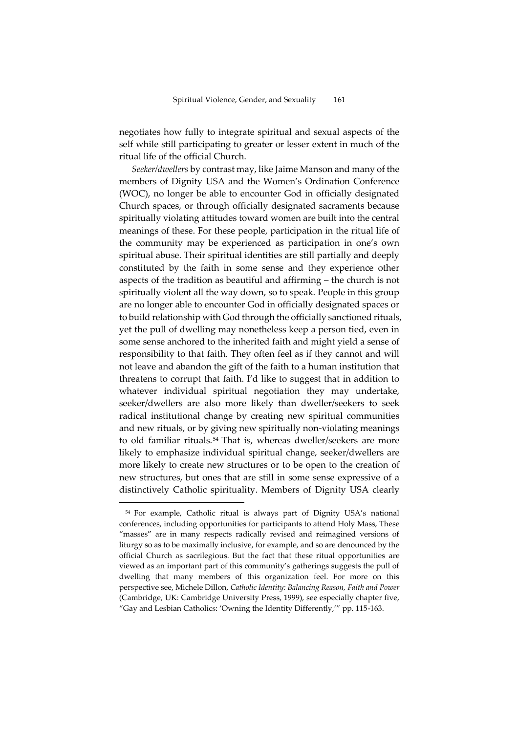negotiates how fully to integrate spiritual and sexual aspects of the self while still participating to greater or lesser extent in much of the ritual life of the official Church.

*Seeker/dwellers* by contrast may, like Jaime Manson and many of the members of Dignity USA and the Women's Ordination Conference (WOC), no longer be able to encounter God in officially designated Church spaces, or through officially designated sacraments because spiritually violating attitudes toward women are built into the central meanings of these. For these people, participation in the ritual life of the community may be experienced as participation in one's own spiritual abuse. Their spiritual identities are still partially and deeply constituted by the faith in some sense and they experience other aspects of the tradition as beautiful and affirming – the church is not spiritually violent all the way down, so to speak. People in this group are no longer able to encounter God through the officially designated spaces or to build relationship with God through the officially sanctioned rituals, yet the pull of dwelling may nonetheless keep a person tied, even in some sense anchored to the inherited faith and might yield a sense of responsibility to that faith. They often feel as if they cannot and will not leave and abandon the gift of the faith to a human institution that threatens to corrupt that faith. I'd like to suggest that in addition to whatever individual spiritual negotiation they may undertake, seeker/dwellers are also more likely than dweller/seekers to seek radical institutional change by creating new spiritual communities and new rituals, or by giving new spiritually non-violating meanings to old familiar rituals.[54] That is, whereas dweller/seekers are more likely to emphasize individual spiritual change, seeker/dwellers are more likely to create new structures or to be open to the creation of new structures, but ones that are still in some sense expressive of a distinctively Catholic spirituality. Members of Dignity USA clearly

[54] For example, Catholic ritual is always part of Dignity USA's national conferences, including opportunities for participants to attend Holy Mass, These "masses" are in many respects radically revised and reimagined versions of liturgy so as to be maximally inclusive, for example, and so are denounced by the official Church as sacrilegious. But the fact that these ritual opportunities are viewed as an important part of this community's gatherings suggests the pull of dwelling that many members of this organization feel. For more on this perspective see, Michele Dillon, *Catholic Identity: Balancing Reason, Faith and Power* (Cambridge, UK: Cambridge University Press, 1999), see especially chapter five, "Gay and Lesbian Catholics: 'Owning the Identity Differently,'" pp. 115-163.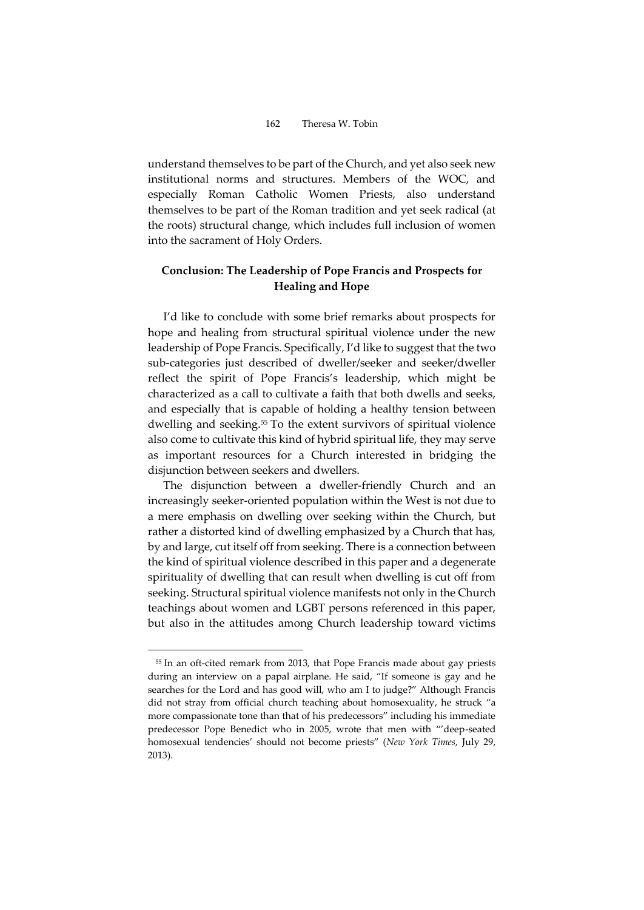understand themselves to be part of the Church, and yet also seek new institutional norms and structures. Members of the WOC, and especially Roman Catholic Women Priests, also understand themselves to be part of the Roman tradition and yet seek radical (at the roots) structural change, which includes full inclusion of women into the sacrament of Holy Orders.

## Conclusion: The Leadership of Pope Francis and Prospects for Healing and Hope

I'd like to conclude with some brief remarks about prospects for hope and healing from structural spiritual violence under the new leadership of Pope Francis. Specifically, I'd like to suggest that the two sub-categories just described of dweller/seeker and seeker/dweller reflect the spirit of Pope Francis's leadership, which might be characterized as a call to cultivate a faith that both dwells and seeks, and especially that is capable of holding a healthy tension between dwelling and seeking.[55] To the extent survivors of spiritual violence also come to cultivate this kind of hybrid spiritual life, they may serve as important resources for a Church interested in bridging the disjunction between seekers and dwellers.

The disjunction between a dweller-friendly Church and an increasingly seeker-oriented population within the West is not due to a mere emphasis on dwelling over seeking within the Church, but rather a distorted kind of dwelling emphasized by a Church that has, by and large, cut itself off from seeking. There is a connection between the kind of spiritual violence described in this paper and a degenerate spirituality of dwelling that can result when dwelling is cut off from seeking. Structural spiritual violence manifests not only in the Church teachings about women and LGBT persons referenced in this paper, but also in the attitudes among Church leadership toward victims

---

[55] In an oft-cited remark from 2013, that Pope Francis made about gay priests during an interview on a papal airplane. He said, "If someone is gay and he searches for the Lord and has good will, who am I to judge?" Although Francis did not stray from official church teaching about homosexuality, he struck "a more compassionate tone than that of his predecessors" including his immediate predecessor Pope Benedict who in 2005, wrote that men with "'deep-seated homosexual tendencies' should not become priests" (*New York Times*, July 29, 2013).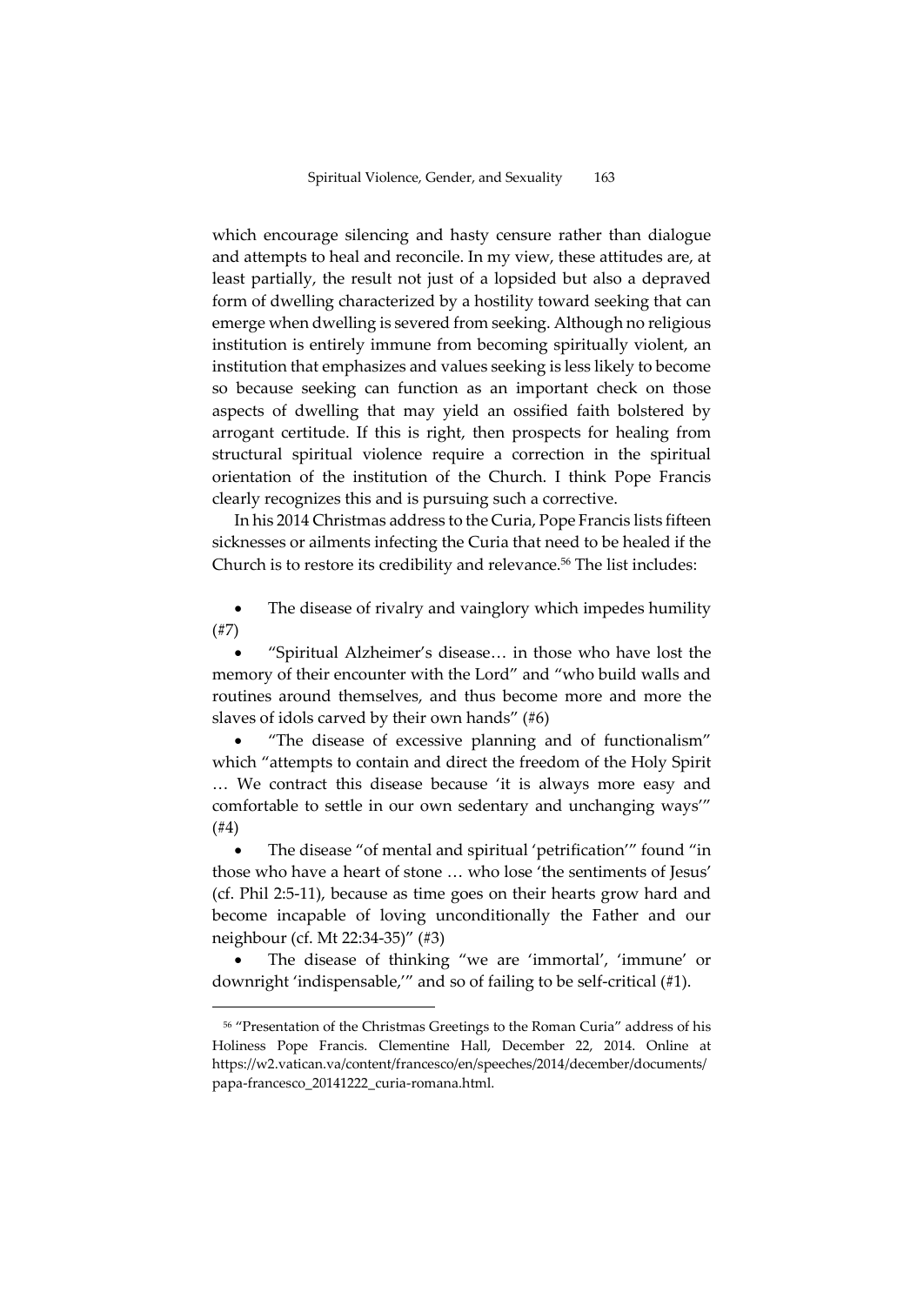which encourage silencing and hasty censure rather than dialogue and attempts to heal and reconcile. In my view, these attitudes are, at least partially, the result not just of a lopsided but also a depraved form of dwelling characterized by a hostility toward seeking that can emerge when dwelling is severed from seeking. Although no religious institution is entirely immune from becoming spiritually violent, an institution that emphasizes and values seeking is less likely to become so because seeking can function as an important check on those aspects of dwelling that may yield an ossified faith bolstered by arrogant certitude. If this is right, then prospects for healing from structural spiritual violence require a correction in the spiritual orientation of the institution of the Church. I think Pope Francis clearly recognizes this and is pursuing such a corrective.

In his 2014 Christmas address to the Curia, Pope Francis lists fifteen sicknesses or ailments infecting the Curia that need to be healed if the Church is to restore its credibility and relevance.[56] The list includes:

- The disease of rivalry and vainglory which impedes humility (#7)
- "Spiritual Alzheimer's disease… in those who have lost the memory of their encounter with the Lord" and "who build walls and routines around themselves, and thus become more and more the slaves of idols carved by their own hands" (#6)
- "The disease of excessive planning and of functionalism" which "attempts to contain and direct the freedom of the Holy Spirit … We contract this disease because 'it is always more easy and comfortable to settle in our own sedentary and unchanging ways'" (#4)
- The disease "of mental and spiritual 'petrification'" found "in those who have a heart of stone … who lose 'the sentiments of Jesus' (cf. Phil 2:5-11), because as time goes on their hearts grow hard and become incapable of loving unconditionally the Father and our neighbour (cf. Mt 22:34-35)" (#3)
- The disease of thinking "we are 'immortal', 'immune' or downright 'indispensable,'" and so of failing to be self-critical (#1).

[56] "Presentation of the Christmas Greetings to the Roman Curia" address of his Holiness Pope Francis. Clementine Hall, December 22, 2014. Online at https://w2.vatican.va/content/francesco/en/speeches/2014/december/documents/papa-francesco_20141222_curia-romana.html.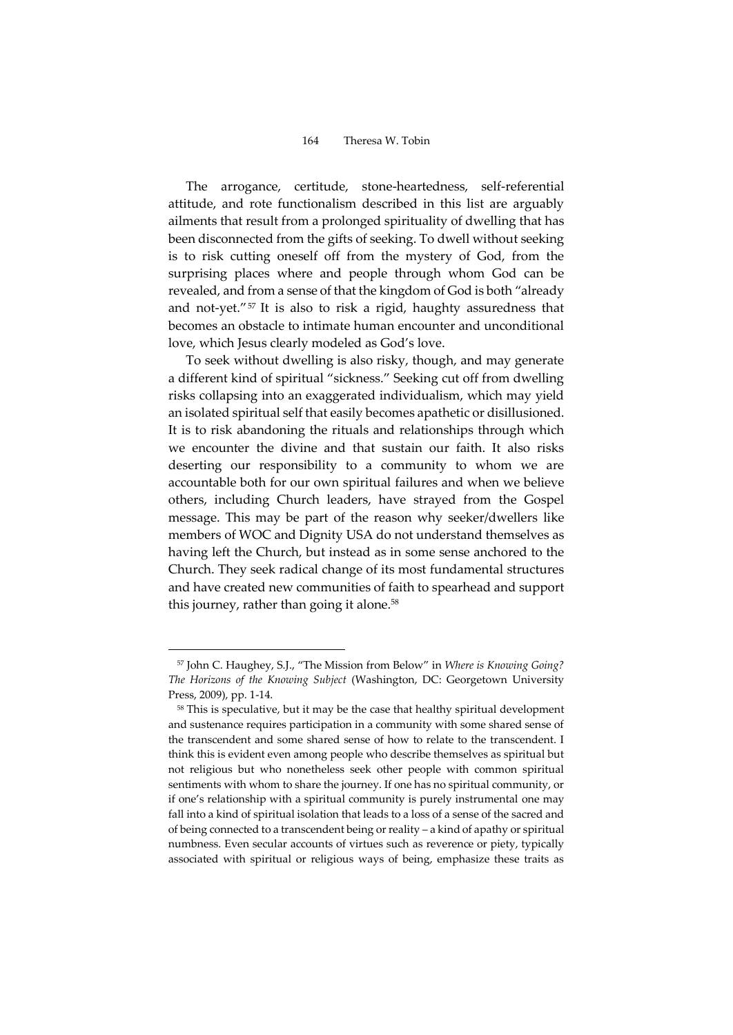The arrogance, certitude, stone-heartedness, self-referential attitude, and rote functionalism described in this list are arguably ailments that result from a prolonged spirituality of dwelling that has been disconnected from the gifts of seeking. To dwell without seeking is to risk cutting oneself off from the mystery of God, from the surprising places where and people through whom God can be revealed, and from a sense of that the kingdom of God is both "already and not-yet."[57] It is also to risk a rigid, haughty assuredness that becomes an obstacle to intimate human encounter and unconditional love, which Jesus clearly modeled as God's love.

To seek without dwelling is also risky, though, and may generate a different kind of spiritual "sickness." Seeking cut off from dwelling risks collapsing into an exaggerated individualism, which may yield an isolated spiritual self that easily becomes apathetic or disillusioned. It is to risk abandoning the rituals and relationships through which we encounter the divine and that sustain our faith. It also risks deserting our responsibility to a community to whom we are accountable both for our own spiritual failures and when we believe others, including Church leaders, have strayed from the Gospel message. This may be part of the reason why seeker/dwellers like members of WOC and Dignity USA do not understand themselves as having left the Church, but instead as in some sense anchored to the Church. They seek radical change of its most fundamental structures and have created new communities of faith to spearhead and support this journey, rather than going it alone.[58]

---

[57] John C. Haughey, S.J., "The Mission from Below" in *Where is Knowing Going? The Horizons of the Knowing Subject* (Washington, DC: Georgetown University Press, 2009), pp. 1-14.

[58] This is speculative, but it may be the case that healthy spiritual development and sustenance requires participation in a community with some shared sense of the transcendent and some shared sense of how to relate to the transcendent. I think this is evident even among people who describe themselves as spiritual but not religious but who nonetheless seek other people with common spiritual sentiments with whom to share the journey. If one has no spiritual community, or if one's relationship with a spiritual community is purely instrumental one may fall into a kind of spiritual isolation that leads to a loss of a sense of the sacred and of being connected to a transcendent being or reality – a kind of apathy or spiritual numbness. Even secular accounts of virtues such as reverence or piety, typically associated with spiritual or religious ways of being, emphasize these traits as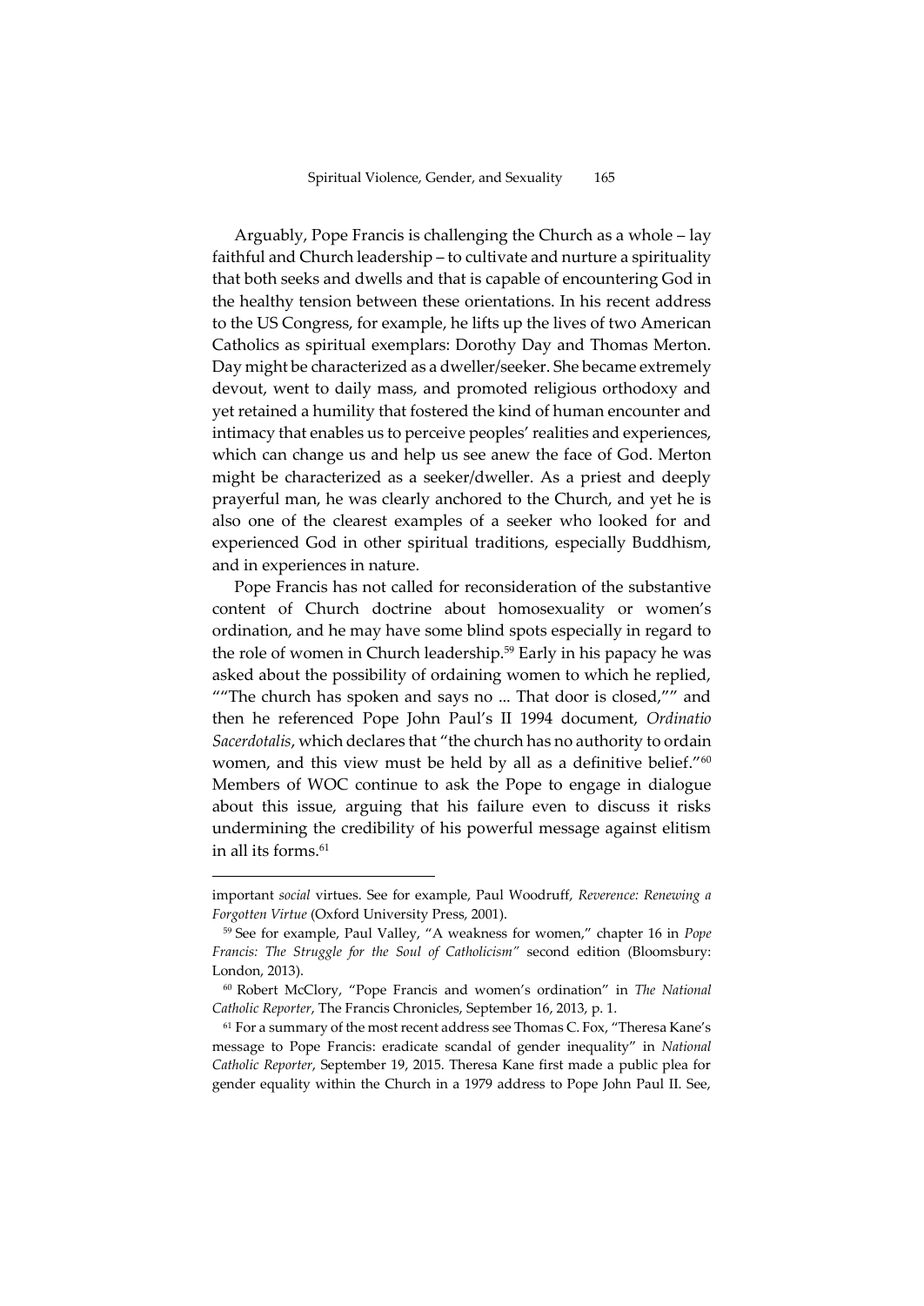Arguably, Pope Francis is challenging the Church as a whole – lay faithful and Church leadership – to cultivate and nurture a spirituality that both seeks and dwells and that is capable of encountering God in the healthy tension between these orientations. In his recent address to the US Congress, for example, he lifts up the lives of two American Catholics as spiritual exemplars: Dorothy Day and Thomas Merton. Day might be characterized as a dweller/seeker. She became extremely devout, went to daily mass, and promoted religious orthodoxy and yet retained a humility that fostered the kind of human encounter and intimacy that enables us to perceive peoples' realities and experiences, which can change us and help us see anew the face of God. Merton might be characterized as a seeker/dweller. As a priest and deeply prayerful man, he was clearly anchored to the Church, and yet he is also one of the clearest examples of a seeker who looked for and experienced God in other spiritual traditions, especially Buddhism, and in experiences in nature.

Pope Francis has not called for reconsideration of the substantive content of Church doctrine about homosexuality or women's ordination, and he may have some blind spots especially in regard to the role of women in Church leadership.[59] Early in his papacy he was asked about the possibility of ordaining women to which he replied, ""The church has spoken and says no ... That door is closed,"" and then he referenced Pope John Paul's II 1994 document, *Ordinatio Sacerdotalis*, which declares that "the church has no authority to ordain women, and this view must be held by all as a definitive belief."[60] Members of WOC continue to ask the Pope to engage in dialogue about this issue, arguing that his failure even to discuss it risks undermining the credibility of his powerful message against elitism in all its forms.[61]

---

important *social* virtues. See for example, Paul Woodruff, *Reverence: Renewing a Forgotten Virtue* (Oxford University Press, 2001).

[59] See for example, Paul Valley, "A weakness for women," chapter 16 in *Pope Francis: The Struggle for the Soul of Catholicism"* second edition (Bloomsbury: London, 2013).

[60] Robert McClory, "Pope Francis and women's ordination" in *The National Catholic Reporter*, The Francis Chronicles, September 16, 2013, p. 1.

[61] For a summary of the most recent address see Thomas C. Fox, "Theresa Kane's message to Pope Francis: eradicate scandal of gender inequality" in *National Catholic Reporter*, September 19, 2015. Theresa Kane first made a public plea for gender equality within the Church in a 1979 address to Pope John Paul II. See,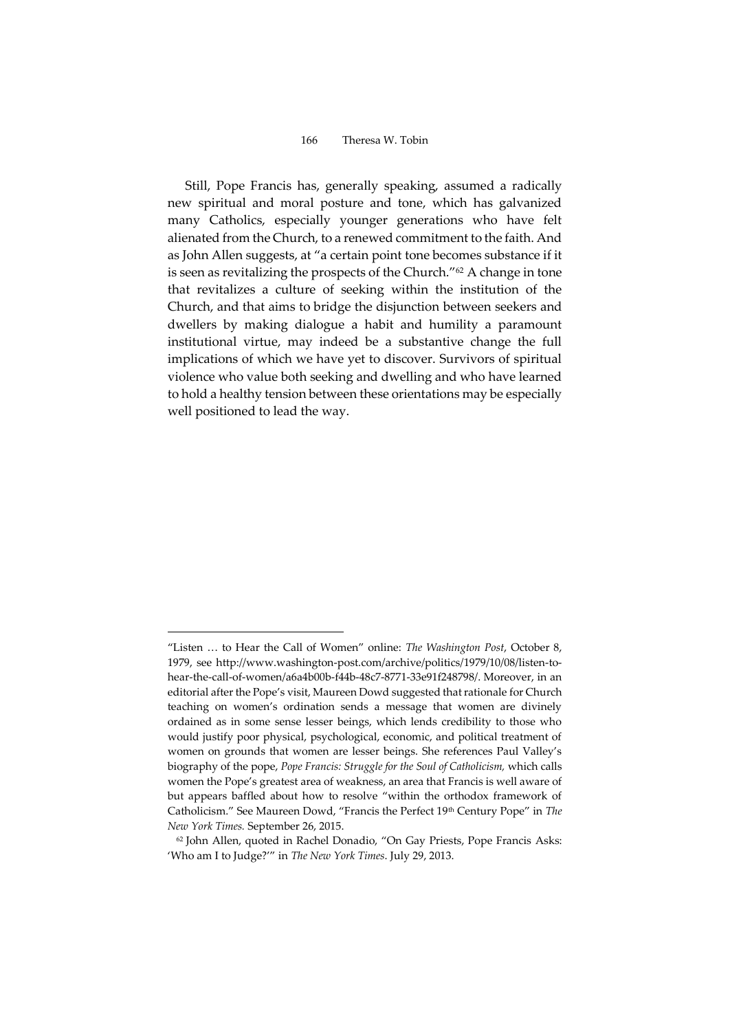Still, Pope Francis has, generally speaking, assumed a radically new spiritual and moral posture and tone, which has galvanized many Catholics, especially younger generations who have felt alienated from the Church, to a renewed commitment to the faith. And as John Allen suggests, at "a certain point tone becomes substance if it is seen as revitalizing the prospects of the Church."[62] A change in tone that revitalizes a culture of seeking within the institution of the Church, and that aims to bridge the disjunction between seekers and dwellers by making dialogue a habit and humility a paramount institutional virtue, may indeed be a substantive change the full implications of which we have yet to discover. Survivors of spiritual violence who value both seeking and dwelling and who have learned to hold a healthy tension between these orientations may be especially well positioned to lead the way.

---

"Listen … to Hear the Call of Women" online: *The Washington Post*, October 8, 1979, see http://www.washington-post.com/archive/politics/1979/10/08/listen-to-hear-the-call-of-women/a6a4b00b-f44b-48c7-8771-33e91f248798/. Moreover, in an editorial after the Pope's visit, Maureen Dowd suggested that rationale for Church teaching on women's ordination sends a message that women are divinely ordained as in some sense lesser beings, which lends credibility to those who would justify poor physical, psychological, economic, and political treatment of women on grounds that women are lesser beings. She references Paul Valley's biography of the pope, *Pope Francis: Struggle for the Soul of Catholicism,* which calls women the Pope's greatest area of weakness, an area that Francis is well aware of but appears baffled about how to resolve "within the orthodox framework of Catholicism." See Maureen Dowd, "Francis the Perfect 19th Century Pope" in *The New York Times.* September 26, 2015.

[62] John Allen, quoted in Rachel Donadio, "On Gay Priests, Pope Francis Asks: 'Who am I to Judge?'" in *The New York Times*. July 29, 2013.